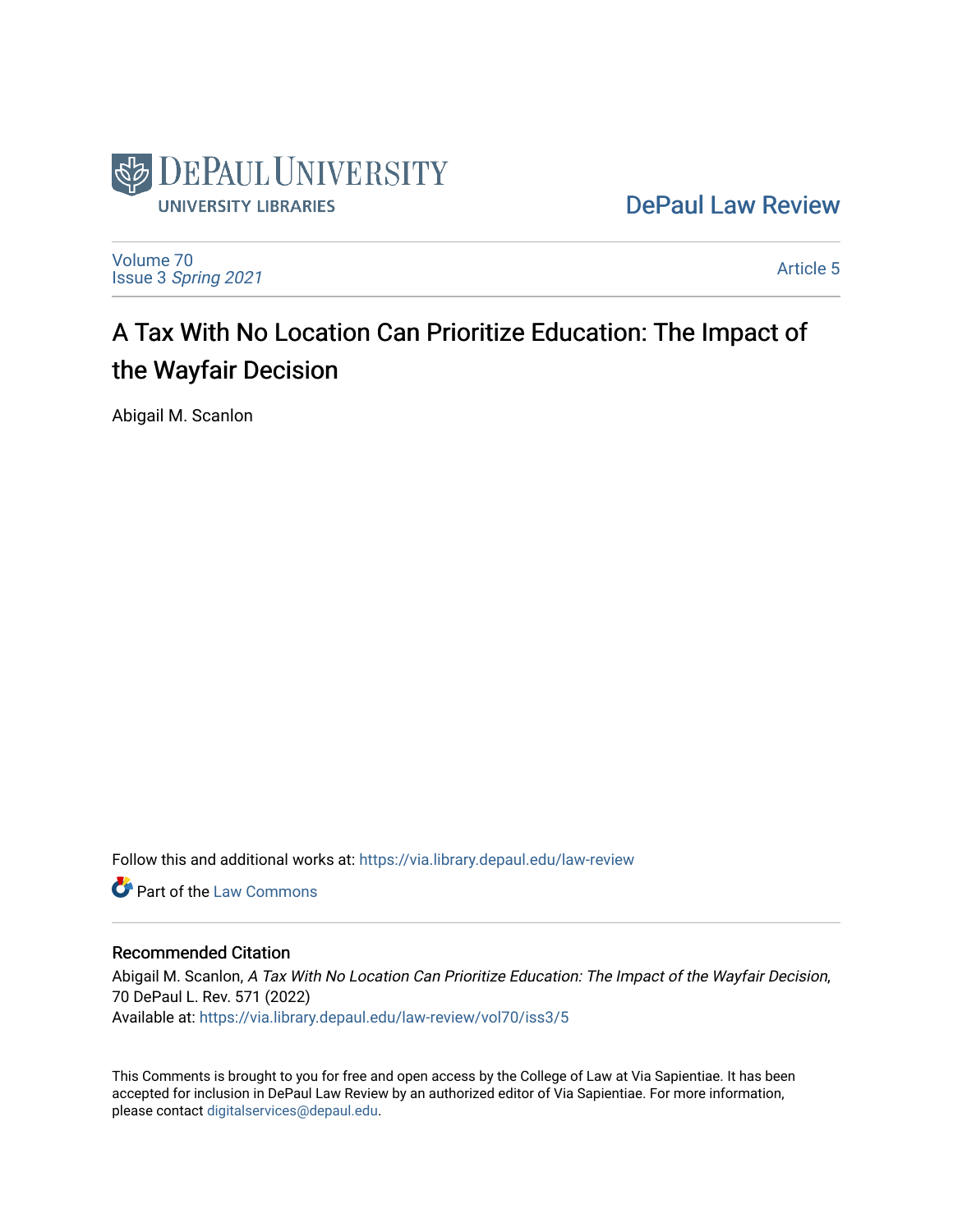DePaul University
University Libraries

DePaul Law Review

Volume 70
Issue 3 *Spring 2021*

Article 5

# A Tax With No Location Can Prioritize Education: The Impact of the Wayfair Decision

Abigail M. Scanlon

Follow this and additional works at: https://via.library.depaul.edu/law-review

Part of the Law Commons

## Recommended Citation

Abigail M. Scanlon, *A Tax With No Location Can Prioritize Education: The Impact of the Wayfair Decision*, 70 DePaul L. Rev. 571 (2022)
Available at: https://via.library.depaul.edu/law-review/vol70/iss3/5

This Comments is brought to you for free and open access by the College of Law at Via Sapientiae. It has been accepted for inclusion in DePaul Law Review by an authorized editor of Via Sapientiae. For more information, please contact digitalservices@depaul.edu.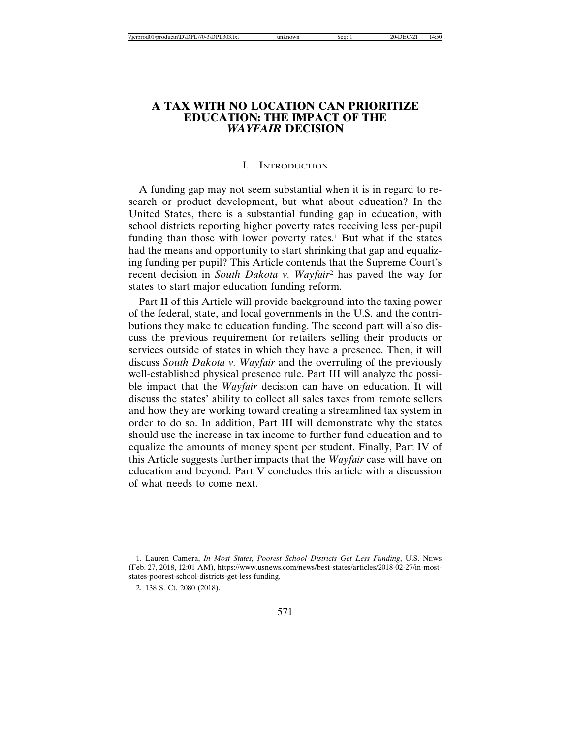# A TAX WITH NO LOCATION CAN PRIORITIZE EDUCATION: THE IMPACT OF THE *WAYFAIR* DECISION

## I. Introduction

A funding gap may not seem substantial when it is in regard to research or product development, but what about education? In the United States, there is a substantial funding gap in education, with school districts reporting higher poverty rates receiving less per-pupil funding than those with lower poverty rates.[1] But what if the states had the means and opportunity to start shrinking that gap and equalizing funding per pupil? This Article contends that the Supreme Court's recent decision in *South Dakota v. Wayfair*[2] has paved the way for states to start major education funding reform.

Part II of this Article will provide background into the taxing power of the federal, state, and local governments in the U.S. and the contributions they make to education funding. The second part will also discuss the previous requirement for retailers selling their products or services outside of states in which they have a presence. Then, it will discuss *South Dakota v. Wayfair* and the overruling of the previously well-established physical presence rule. Part III will analyze the possible impact that the *Wayfair* decision can have on education. It will discuss the states' ability to collect all sales taxes from remote sellers and how they are working toward creating a streamlined tax system in order to do so. In addition, Part III will demonstrate why the states should use the increase in tax income to further fund education and to equalize the amounts of money spent per student. Finally, Part IV of this Article suggests further impacts that the *Wayfair* case will have on education and beyond. Part V concludes this article with a discussion of what needs to come next.

---

1. Lauren Camera, *In Most States, Poorest School Districts Get Less Funding*, U.S. NEWS (Feb. 27, 2018, 12:01 AM), https://www.usnews.com/news/best-states/articles/2018-02-27/in-most-states-poorest-school-districts-get-less-funding.

2. 138 S. Ct. 2080 (2018).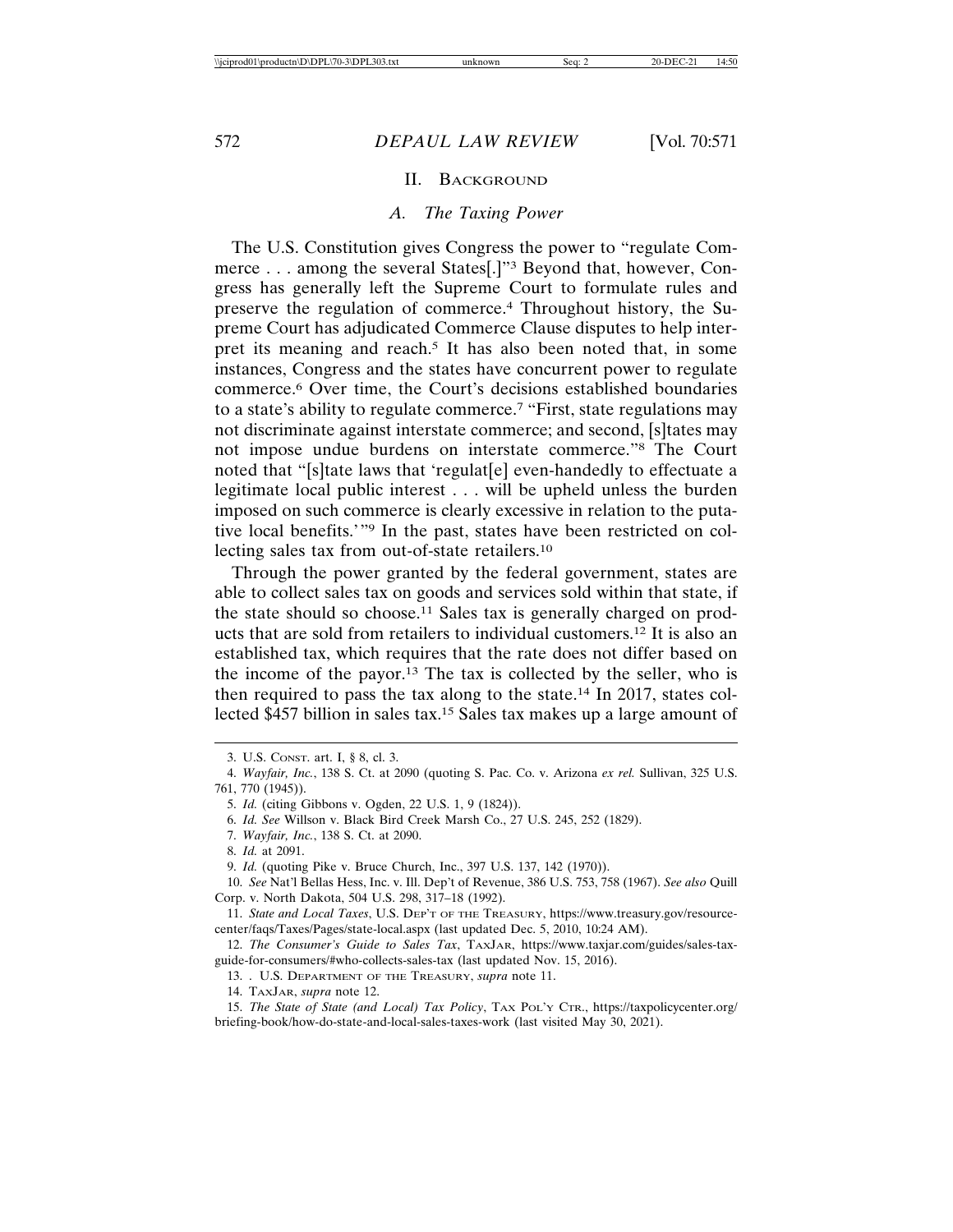## II. Background

### A. The Taxing Power

The U.S. Constitution gives Congress the power to "regulate Commerce . . . among the several States[.]"[3] Beyond that, however, Congress has generally left the Supreme Court to formulate rules and preserve the regulation of commerce.[4] Throughout history, the Supreme Court has adjudicated Commerce Clause disputes to help interpret its meaning and reach.[5] It has also been noted that, in some instances, Congress and the states have concurrent power to regulate commerce.[6] Over time, the Court's decisions established boundaries to a state's ability to regulate commerce.[7] "First, state regulations may not discriminate against interstate commerce; and second, [s]tates may not impose undue burdens on interstate commerce."[8] The Court noted that "[s]tate laws that 'regulat[e] even-handedly to effectuate a legitimate local public interest . . . will be upheld unless the burden imposed on such commerce is clearly excessive in relation to the putative local benefits.'"[9] In the past, states have been restricted on collecting sales tax from out-of-state retailers.[10]

Through the power granted by the federal government, states are able to collect sales tax on goods and services sold within that state, if the state should so choose.[11] Sales tax is generally charged on products that are sold from retailers to individual customers.[12] It is also an established tax, which requires that the rate does not differ based on the income of the payor.[13] The tax is collected by the seller, who is then required to pass the tax along to the state.[14] In 2017, states collected $457 billion in sales tax.[15] Sales tax makes up a large amount of

---

3. U.S. Const. art. I, § 8, cl. 3.

4. *Wayfair, Inc.*, 138 S. Ct. at 2090 (quoting S. Pac. Co. v. Arizona *ex rel.* Sullivan, 325 U.S. 761, 770 (1945)).

5. *Id.* (citing Gibbons v. Ogden, 22 U.S. 1, 9 (1824)).

6. *Id. See* Willson v. Black Bird Creek Marsh Co., 27 U.S. 245, 252 (1829).

7. *Wayfair, Inc.*, 138 S. Ct. at 2090.

8. *Id.* at 2091.

9. *Id.* (quoting Pike v. Bruce Church, Inc., 397 U.S. 137, 142 (1970)).

10. *See* Nat'l Bellas Hess, Inc. v. Ill. Dep't of Revenue, 386 U.S. 753, 758 (1967). *See also* Quill Corp. v. North Dakota, 504 U.S. 298, 317–18 (1992).

11. *State and Local Taxes*, U.S. Dep't of the Treasury, https://www.treasury.gov/resource-center/faqs/Taxes/Pages/state-local.aspx (last updated Dec. 5, 2010, 10:24 AM).

12. *The Consumer's Guide to Sales Tax*, TaxJar, https://www.taxjar.com/guides/sales-tax-guide-for-consumers/#who-collects-sales-tax (last updated Nov. 15, 2016).

13. . U.S. Department of the Treasury, *supra* note 11.

14. TaxJar, *supra* note 12.

15. *The State of State (and Local) Tax Policy*, Tax Pol'y Ctr., https://taxpolicycenter.org/briefing-book/how-do-state-and-local-sales-taxes-work (last visited May 30, 2021).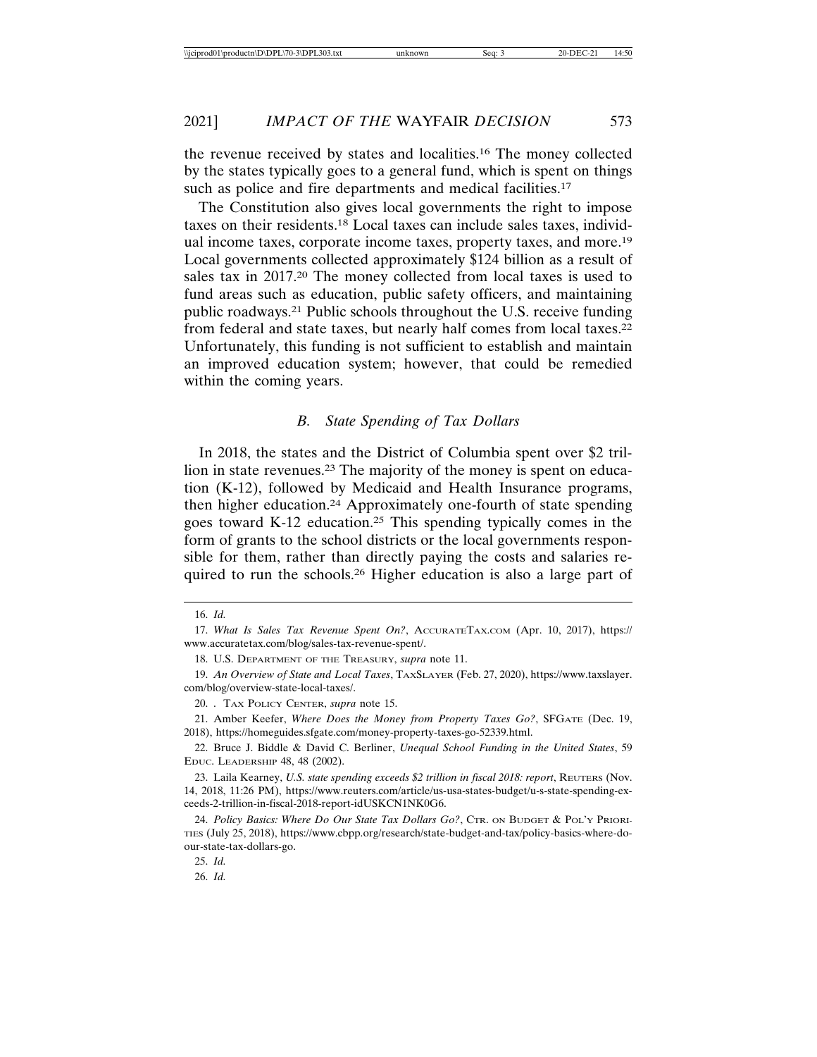the revenue received by states and localities.[16] The money collected by the states typically goes to a general fund, which is spent on things such as police and fire departments and medical facilities.[17]

The Constitution also gives local governments the right to impose taxes on their residents.[18] Local taxes can include sales taxes, individual income taxes, corporate income taxes, property taxes, and more.[19] Local governments collected approximately $124 billion as a result of sales tax in 2017.[20] The money collected from local taxes is used to fund areas such as education, public safety officers, and maintaining public roadways.[21] Public schools throughout the U.S. receive funding from federal and state taxes, but nearly half comes from local taxes.[22] Unfortunately, this funding is not sufficient to establish and maintain an improved education system; however, that could be remedied within the coming years.

### B. *State Spending of Tax Dollars*

In 2018, the states and the District of Columbia spent over $2 trillion in state revenues.[23] The majority of the money is spent on education (K-12), followed by Medicaid and Health Insurance programs, then higher education.[24] Approximately one-fourth of state spending goes toward K-12 education.[25] This spending typically comes in the form of grants to the school districts or the local governments responsible for them, rather than directly paying the costs and salaries required to run the schools.[26] Higher education is also a large part of

---

16. *Id.*

17. *What Is Sales Tax Revenue Spent On?*, AccurateTax.com (Apr. 10, 2017), https://www.accuratetax.com/blog/sales-tax-revenue-spent/.

18. U.S. Department of the Treasury, *supra* note 11.

19. *An Overview of State and Local Taxes*, TaxSlayer (Feb. 27, 2020), https://www.taxslayer.com/blog/overview-state-local-taxes/.

20. . Tax Policy Center, *supra* note 15.

21. Amber Keefer, *Where Does the Money from Property Taxes Go?*, SFGate (Dec. 19, 2018), https://homeguides.sfgate.com/money-property-taxes-go-52339.html.

22. Bruce J. Biddle & David C. Berliner, *Unequal School Funding in the United States*, 59 Educ. Leadership 48, 48 (2002).

23. Laila Kearney, *U.S. state spending exceeds $2 trillion in fiscal 2018: report*, Reuters (Nov. 14, 2018, 11:26 PM), https://www.reuters.com/article/us-usa-states-budget/u-s-state-spending-exceeds-2-trillion-in-fiscal-2018-report-idUSKCN1NK0G6.

24. *Policy Basics: Where Do Our State Tax Dollars Go?*, Ctr. on Budget & Pol'y Priorities (July 25, 2018), https://www.cbpp.org/research/state-budget-and-tax/policy-basics-where-do-our-state-tax-dollars-go.

25. *Id.*

26. *Id.*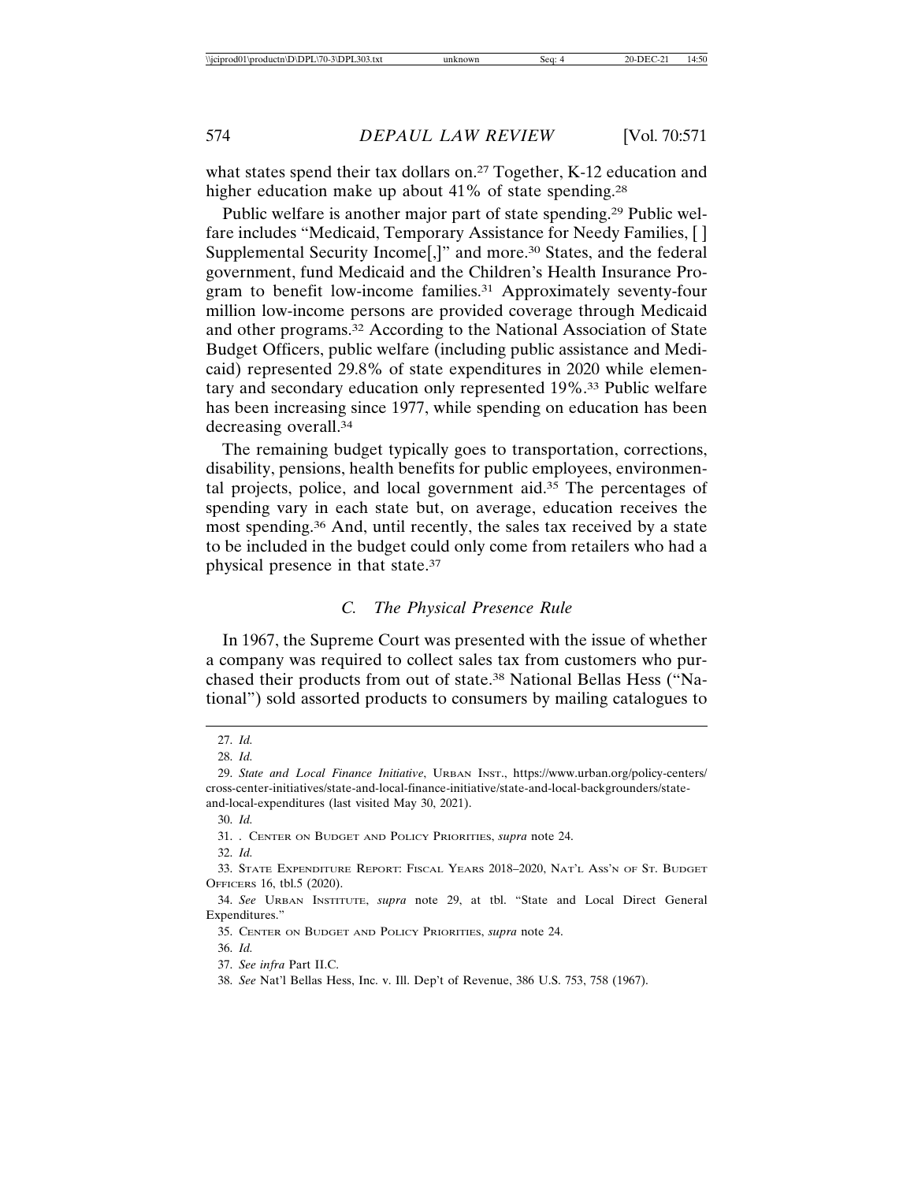what states spend their tax dollars on.[27] Together, K-12 education and higher education make up about 41% of state spending.[28]

Public welfare is another major part of state spending.[29] Public welfare includes "Medicaid, Temporary Assistance for Needy Families, [ ] Supplemental Security Income[,]" and more.[30] States, and the federal government, fund Medicaid and the Children's Health Insurance Program to benefit low-income families.[31] Approximately seventy-four million low-income persons are provided coverage through Medicaid and other programs.[32] According to the National Association of State Budget Officers, public welfare (including public assistance and Medicaid) represented 29.8% of state expenditures in 2020 while elementary and secondary education only represented 19%.[33] Public welfare has been increasing since 1977, while spending on education has been decreasing overall.[34]

The remaining budget typically goes to transportation, corrections, disability, pensions, health benefits for public employees, environmental projects, police, and local government aid.[35] The percentages of spending vary in each state but, on average, education receives the most spending.[36] And, until recently, the sales tax received by a state to be included in the budget could only come from retailers who had a physical presence in that state.[37]

### C. *The Physical Presence Rule*

In 1967, the Supreme Court was presented with the issue of whether a company was required to collect sales tax from customers who purchased their products from out of state.[38] National Bellas Hess ("National") sold assorted products to consumers by mailing catalogues to

---

27. *Id.*

28. *Id.*

29. *State and Local Finance Initiative*, URBAN INST., https://www.urban.org/policy-centers/cross-center-initiatives/state-and-local-finance-initiative/state-and-local-backgrounders/state-and-local-expenditures (last visited May 30, 2021).

30. *Id.*

31. . CENTER ON BUDGET AND POLICY PRIORITIES, *supra* note 24.

32. *Id.*

33. STATE EXPENDITURE REPORT: FISCAL YEARS 2018–2020, NAT'L ASS'N OF ST. BUDGET OFFICERS 16, tbl.5 (2020).

34. *See* URBAN INSTITUTE, *supra* note 29, at tbl. "State and Local Direct General Expenditures."

35. CENTER ON BUDGET AND POLICY PRIORITIES, *supra* note 24.

36. *Id.*

37. *See infra* Part II.C.

38. *See* Nat'l Bellas Hess, Inc. v. Ill. Dep't of Revenue, 386 U.S. 753, 758 (1967).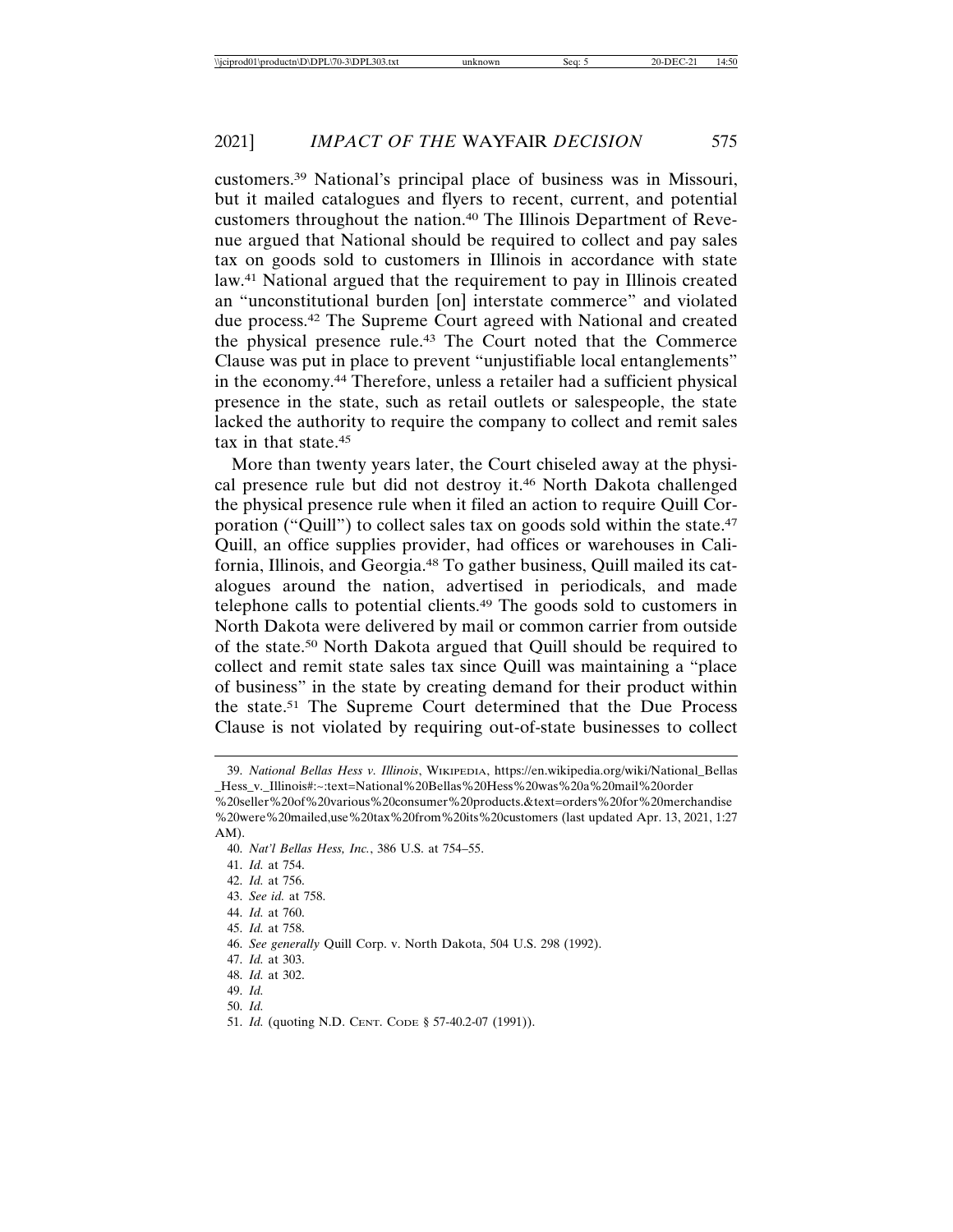customers.[39] National's principal place of business was in Missouri, but it mailed catalogues and flyers to recent, current, and potential customers throughout the nation.[40] The Illinois Department of Revenue argued that National should be required to collect and pay sales tax on goods sold to customers in Illinois in accordance with state law.[41] National argued that the requirement to pay in Illinois created an "unconstitutional burden [on] interstate commerce" and violated due process.[42] The Supreme Court agreed with National and created the physical presence rule.[43] The Court noted that the Commerce Clause was put in place to prevent "unjustifiable local entanglements" in the economy.[44] Therefore, unless a retailer had a sufficient physical presence in the state, such as retail outlets or salespeople, the state lacked the authority to require the company to collect and remit sales tax in that state.[45]

More than twenty years later, the Court chiseled away at the physical presence rule but did not destroy it.[46] North Dakota challenged the physical presence rule when it filed an action to require Quill Corporation ("Quill") to collect sales tax on goods sold within the state.[47] Quill, an office supplies provider, had offices or warehouses in California, Illinois, and Georgia.[48] To gather business, Quill mailed its catalogues around the nation, advertised in periodicals, and made telephone calls to potential clients.[49] The goods sold to customers in North Dakota were delivered by mail or common carrier from outside of the state.[50] North Dakota argued that Quill should be required to collect and remit state sales tax since Quill was maintaining a "place of business" in the state by creating demand for their product within the state.[51] The Supreme Court determined that the Due Process Clause is not violated by requiring out-of-state businesses to collect

---

39. *National Bellas Hess v. Illinois*, WIKIPEDIA, https://en.wikipedia.org/wiki/National_Bellas_Hess_v._Illinois#:~:text=National%20Bellas%20Hess%20was%20a%20mail%20order%20seller%20of%20various%20consumer%20products.&text=orders%20for%20merchandise%20were%20mailed,use%20tax%20from%20its%20customers (last updated Apr. 13, 2021, 1:27 AM).

40. *Nat'l Bellas Hess, Inc.*, 386 U.S. at 754–55.

41. *Id.* at 754.

42. *Id.* at 756.

43. *See id.* at 758.

44. *Id.* at 760.

45. *Id.* at 758.

46. *See generally* Quill Corp. v. North Dakota, 504 U.S. 298 (1992).

47. *Id.* at 303.

48. *Id.* at 302.

49. *Id.*

50. *Id.*

51. *Id.* (quoting N.D. CENT. CODE § 57-40.2-07 (1991)).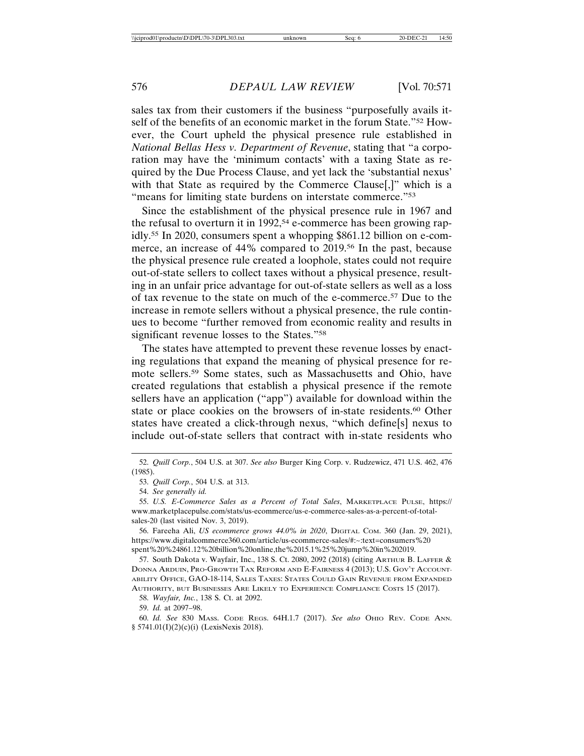sales tax from their customers if the business "purposefully avails itself of the benefits of an economic market in the forum State."[52] However, the Court upheld the physical presence rule established in *National Bellas Hess v. Department of Revenue*, stating that "a corporation may have the 'minimum contacts' with a taxing State as required by the Due Process Clause, and yet lack the 'substantial nexus' with that State as required by the Commerce Clause[,]" which is a "means for limiting state burdens on interstate commerce."[53]

Since the establishment of the physical presence rule in 1967 and the refusal to overturn it in 1992,[54] e-commerce has been growing rapidly.[55] In 2020, consumers spent a whopping $861.12 billion on e-commerce, an increase of 44% compared to 2019.[56] In the past, because the physical presence rule created a loophole, states could not require out-of-state sellers to collect taxes without a physical presence, resulting in an unfair price advantage for out-of-state sellers as well as a loss of tax revenue to the state on much of the e-commerce.[57] Due to the increase in remote sellers without a physical presence, the rule continues to become "further removed from economic reality and results in significant revenue losses to the States."[58]

The states have attempted to prevent these revenue losses by enacting regulations that expand the meaning of physical presence for remote sellers.[59] Some states, such as Massachusetts and Ohio, have created regulations that establish a physical presence if the remote sellers have an application ("app") available for download within the state or place cookies on the browsers of in-state residents.[60] Other states have created a click-through nexus, "which define[s] nexus to include out-of-state sellers that contract with in-state residents who

---

52. *Quill Corp.*, 504 U.S. at 307. *See also* Burger King Corp. v. Rudzewicz, 471 U.S. 462, 476 (1985).

53. *Quill Corp.*, 504 U.S. at 313.

54. *See generally id.*

55. *U.S. E-Commerce Sales as a Percent of Total Sales*, MARKETPLACE PULSE, https://www.marketplacepulse.com/stats/us-ecommerce/us-e-commerce-sales-as-a-percent-of-total-sales-20 (last visited Nov. 3, 2019).

56. Fareeha Ali, *US ecommerce grows 44.0% in 2020*, DIGITAL COM. 360 (Jan. 29, 2021), https://www.digitalcommerce360.com/article/us-ecommerce-sales/#:~:text=consumers%20spent%20%24861.12%20billion%20online,the%2015.1%25%20jump%20in%202019.

57. South Dakota v. Wayfair, Inc., 138 S. Ct. 2080, 2092 (2018) (citing ARTHUR B. LAFFER & DONNA ARDUIN, PRO-GROWTH TAX REFORM AND E-FAIRNESS 4 (2013); U.S. GOV'T ACCOUNTABILITY OFFICE, GAO-18-114, SALES TAXES: STATES COULD GAIN REVENUE FROM EXPANDED AUTHORITY, BUT BUSINESSES ARE LIKELY TO EXPERIENCE COMPLIANCE COSTS 15 (2017).

58. *Wayfair, Inc.*, 138 S. Ct. at 2092.

59. *Id.* at 2097–98.

60. *Id. See* 830 MASS. CODE REGS. 64H.1.7 (2017). *See also* OHIO REV. CODE ANN. § 5741.01(I)(2)(c)(i) (LexisNexis 2018).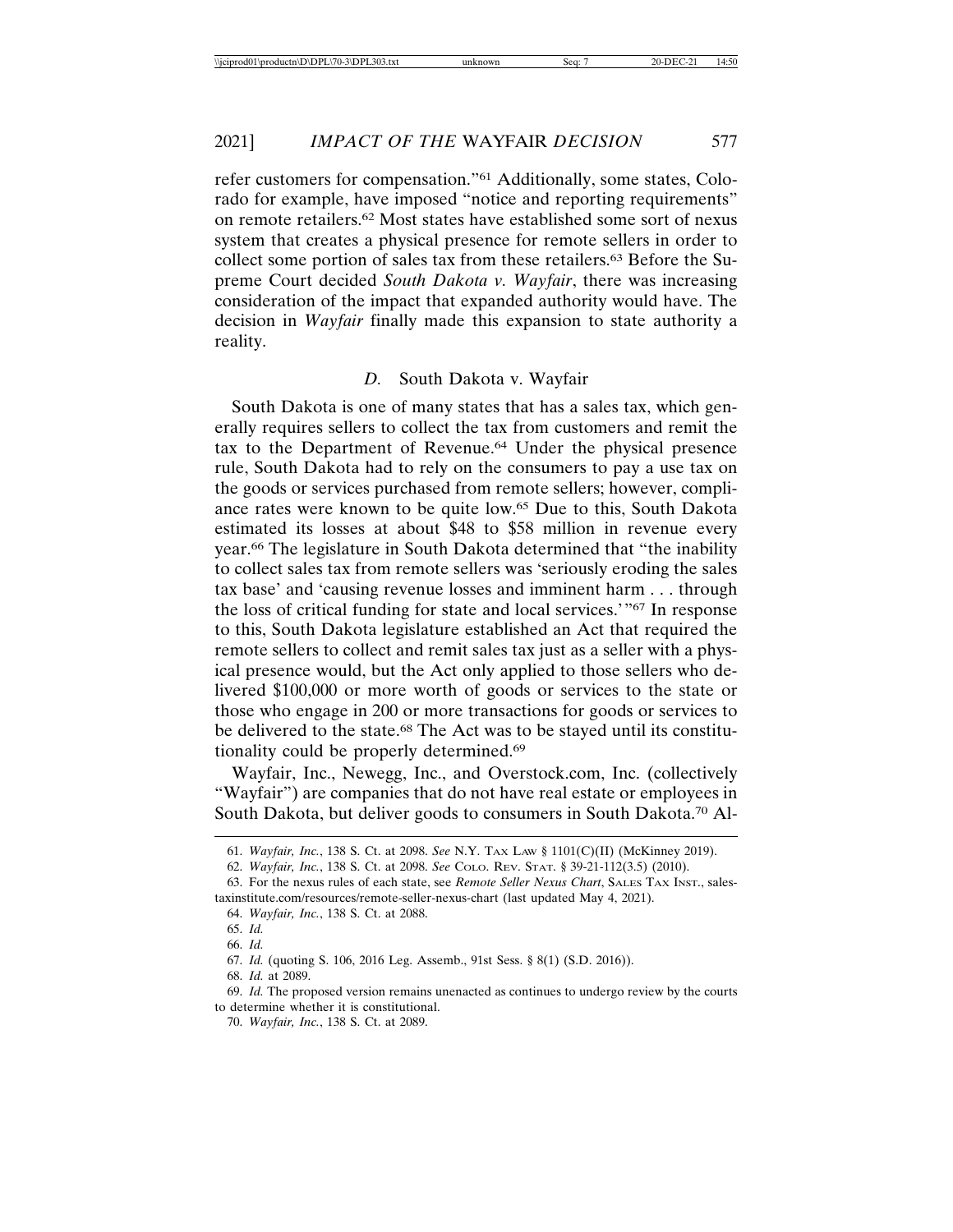refer customers for compensation."[61] Additionally, some states, Colorado for example, have imposed "notice and reporting requirements" on remote retailers.[62] Most states have established some sort of nexus system that creates a physical presence for remote sellers in order to collect some portion of sales tax from these retailers.[63] Before the Supreme Court decided *South Dakota v. Wayfair*, there was increasing consideration of the impact that expanded authority would have. The decision in *Wayfair* finally made this expansion to state authority a reality.

### *D.* South Dakota v. Wayfair

South Dakota is one of many states that has a sales tax, which generally requires sellers to collect the tax from customers and remit the tax to the Department of Revenue.[64] Under the physical presence rule, South Dakota had to rely on the consumers to pay a use tax on the goods or services purchased from remote sellers; however, compliance rates were known to be quite low.[65] Due to this, South Dakota estimated its losses at about $48 to $58 million in revenue every year.[66] The legislature in South Dakota determined that "the inability to collect sales tax from remote sellers was 'seriously eroding the sales tax base' and 'causing revenue losses and imminent harm . . . through the loss of critical funding for state and local services.'"[67] In response to this, South Dakota legislature established an Act that required the remote sellers to collect and remit sales tax just as a seller with a physical presence would, but the Act only applied to those sellers who delivered $100,000 or more worth of goods or services to the state or those who engage in 200 or more transactions for goods or services to be delivered to the state.[68] The Act was to be stayed until its constitutionality could be properly determined.[69]

Wayfair, Inc., Newegg, Inc., and Overstock.com, Inc. (collectively "Wayfair") are companies that do not have real estate or employees in South Dakota, but deliver goods to consumers in South Dakota.[70] Al-

---

61. *Wayfair, Inc.*, 138 S. Ct. at 2098. *See* N.Y. TAX LAW § 1101(C)(II) (McKinney 2019).

62. *Wayfair, Inc.*, 138 S. Ct. at 2098. *See* COLO. REV. STAT. § 39-21-112(3.5) (2010).

63. For the nexus rules of each state, see *Remote Seller Nexus Chart*, SALES TAX INST., salestaxinstitute.com/resources/remote-seller-nexus-chart (last updated May 4, 2021).

64. *Wayfair, Inc.*, 138 S. Ct. at 2088.

65. *Id.*

66. *Id.*

67. *Id.* (quoting S. 106, 2016 Leg. Assemb., 91st Sess. § 8(1) (S.D. 2016)).

68. *Id.* at 2089.

69. *Id.* The proposed version remains unenacted as continues to undergo review by the courts to determine whether it is constitutional.

70. *Wayfair, Inc.*, 138 S. Ct. at 2089.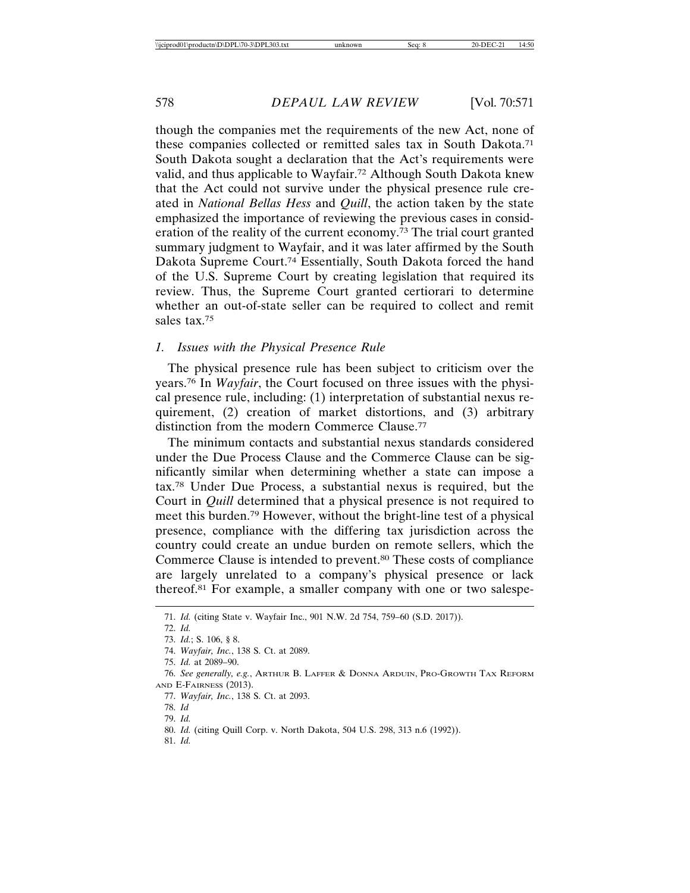though the companies met the requirements of the new Act, none of these companies collected or remitted sales tax in South Dakota.[71] South Dakota sought a declaration that the Act's requirements were valid, and thus applicable to Wayfair.[72] Although South Dakota knew that the Act could not survive under the physical presence rule created in *National Bellas Hess* and *Quill*, the action taken by the state emphasized the importance of reviewing the previous cases in consideration of the reality of the current economy.[73] The trial court granted summary judgment to Wayfair, and it was later affirmed by the South Dakota Supreme Court.[74] Essentially, South Dakota forced the hand of the U.S. Supreme Court by creating legislation that required its review. Thus, the Supreme Court granted certiorari to determine whether an out-of-state seller can be required to collect and remit sales tax.[75]

### *1. Issues with the Physical Presence Rule*

The physical presence rule has been subject to criticism over the years.[76] In *Wayfair*, the Court focused on three issues with the physical presence rule, including: (1) interpretation of substantial nexus requirement, (2) creation of market distortions, and (3) arbitrary distinction from the modern Commerce Clause.[77]

The minimum contacts and substantial nexus standards considered under the Due Process Clause and the Commerce Clause can be significantly similar when determining whether a state can impose a tax.[78] Under Due Process, a substantial nexus is required, but the Court in *Quill* determined that a physical presence is not required to meet this burden.[79] However, without the bright-line test of a physical presence, compliance with the differing tax jurisdiction across the country could create an undue burden on remote sellers, which the Commerce Clause is intended to prevent.[80] These costs of compliance are largely unrelated to a company's physical presence or lack thereof.[81] For example, a smaller company with one or two salespe-

---

71. *Id.* (citing State v. Wayfair Inc., 901 N.W. 2d 754, 759–60 (S.D. 2017)).

72. *Id.*

73. *Id.*; S. 106, § 8.

74. *Wayfair, Inc.*, 138 S. Ct. at 2089.

75. *Id.* at 2089–90.

76. *See generally, e.g.*, ARTHUR B. LAFFER & DONNA ARDUIN, PRO-GROWTH TAX REFORM AND E-FAIRNESS (2013).

77. *Wayfair, Inc.*, 138 S. Ct. at 2093.

78. *Id*

79. *Id.*

80. *Id.* (citing Quill Corp. v. North Dakota, 504 U.S. 298, 313 n.6 (1992)).

81. *Id.*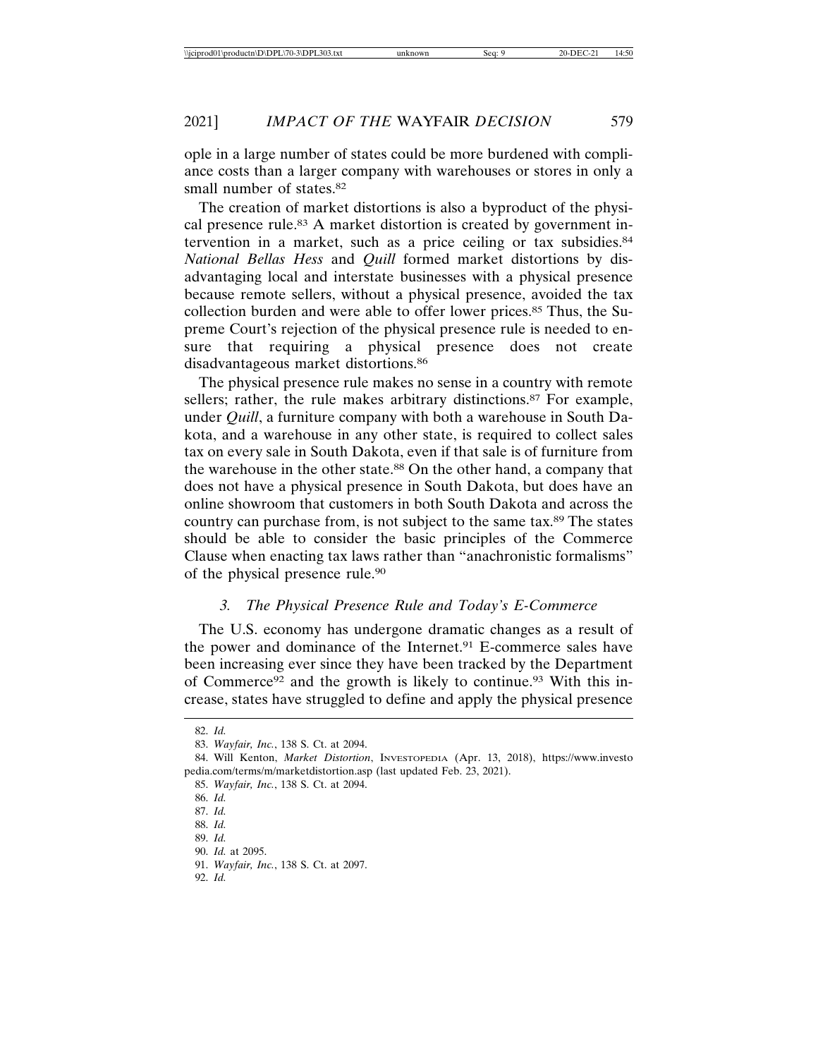ople in a large number of states could be more burdened with compliance costs than a larger company with warehouses or stores in only a small number of states.[82]

The creation of market distortions is also a byproduct of the physical presence rule.[83] A market distortion is created by government intervention in a market, such as a price ceiling or tax subsidies.[84] *National Bellas Hess* and *Quill* formed market distortions by disadvantaging local and interstate businesses with a physical presence because remote sellers, without a physical presence, avoided the tax collection burden and were able to offer lower prices.[85] Thus, the Supreme Court's rejection of the physical presence rule is needed to ensure that requiring a physical presence does not create disadvantageous market distortions.[86]

The physical presence rule makes no sense in a country with remote sellers; rather, the rule makes arbitrary distinctions.[87] For example, under *Quill*, a furniture company with both a warehouse in South Dakota, and a warehouse in any other state, is required to collect sales tax on every sale in South Dakota, even if that sale is of furniture from the warehouse in the other state.[88] On the other hand, a company that does not have a physical presence in South Dakota, but does have an online showroom that customers in both South Dakota and across the country can purchase from, is not subject to the same tax.[89] The states should be able to consider the basic principles of the Commerce Clause when enacting tax laws rather than "anachronistic formalisms" of the physical presence rule.[90]

### *3. The Physical Presence Rule and Today's E-Commerce*

The U.S. economy has undergone dramatic changes as a result of the power and dominance of the Internet.[91] E-commerce sales have been increasing ever since they have been tracked by the Department of Commerce[92] and the growth is likely to continue.[93] With this increase, states have struggled to define and apply the physical presence

---

82. *Id.*

83. *Wayfair, Inc.*, 138 S. Ct. at 2094.

84. Will Kenton, *Market Distortion*, INVESTOPEDIA (Apr. 13, 2018), https://www.investopedia.com/terms/m/marketdistortion.asp (last updated Feb. 23, 2021).

85. *Wayfair, Inc.*, 138 S. Ct. at 2094.

86. *Id.*

87. *Id.*

88. *Id.*

89. *Id.*

90. *Id.* at 2095.

91. *Wayfair, Inc.*, 138 S. Ct. at 2097.

92. *Id.*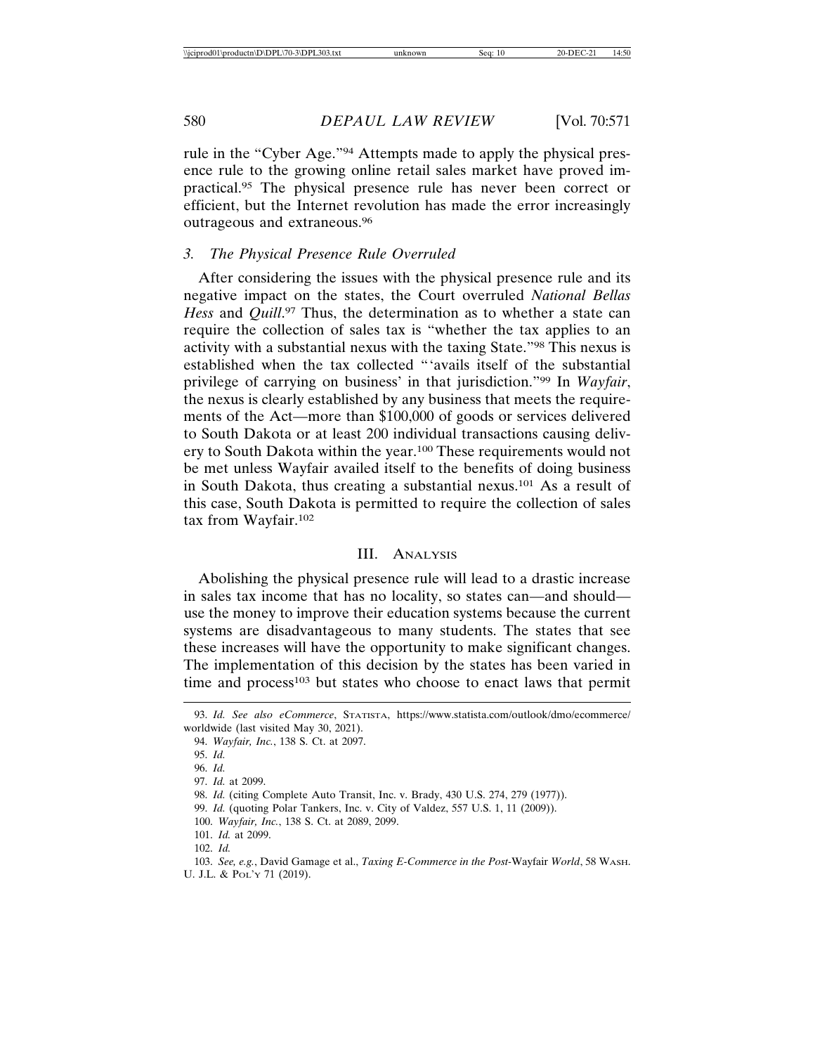rule in the "Cyber Age."[94] Attempts made to apply the physical presence rule to the growing online retail sales market have proved impractical.[95] The physical presence rule has never been correct or efficient, but the Internet revolution has made the error increasingly outrageous and extraneous.[96]

### 3. *The Physical Presence Rule Overruled*

After considering the issues with the physical presence rule and its negative impact on the states, the Court overruled *National Bellas Hess* and *Quill*.[97] Thus, the determination as to whether a state can require the collection of sales tax is "whether the tax applies to an activity with a substantial nexus with the taxing State."[98] This nexus is established when the tax collected "'avails itself of the substantial privilege of carrying on business' in that jurisdiction."[99] In *Wayfair*, the nexus is clearly established by any business that meets the requirements of the Act—more than $100,000 of goods or services delivered to South Dakota or at least 200 individual transactions causing delivery to South Dakota within the year.[100] These requirements would not be met unless Wayfair availed itself to the benefits of doing business in South Dakota, thus creating a substantial nexus.[101] As a result of this case, South Dakota is permitted to require the collection of sales tax from Wayfair.[102]

## III. Analysis

Abolishing the physical presence rule will lead to a drastic increase in sales tax income that has no locality, so states can—and should—use the money to improve their education systems because the current systems are disadvantageous to many students. The states that see these increases will have the opportunity to make significant changes. The implementation of this decision by the states has been varied in time and process[103] but states who choose to enact laws that permit

---

93. *Id. See also eCommerce*, Statista, https://www.statista.com/outlook/dmo/ecommerce/worldwide (last visited May 30, 2021).

94. *Wayfair, Inc.*, 138 S. Ct. at 2097.

95. *Id.*

96. *Id.*

97. *Id.* at 2099.

98. *Id.* (citing Complete Auto Transit, Inc. v. Brady, 430 U.S. 274, 279 (1977)).

99. *Id.* (quoting Polar Tankers, Inc. v. City of Valdez, 557 U.S. 1, 11 (2009)).

100. *Wayfair, Inc.*, 138 S. Ct. at 2089, 2099.

101. *Id.* at 2099.

102. *Id.*

103. *See, e.g.*, David Gamage et al., *Taxing E-Commerce in the Post-*Wayfair *World*, 58 Wash. U. J.L. & Pol'y 71 (2019).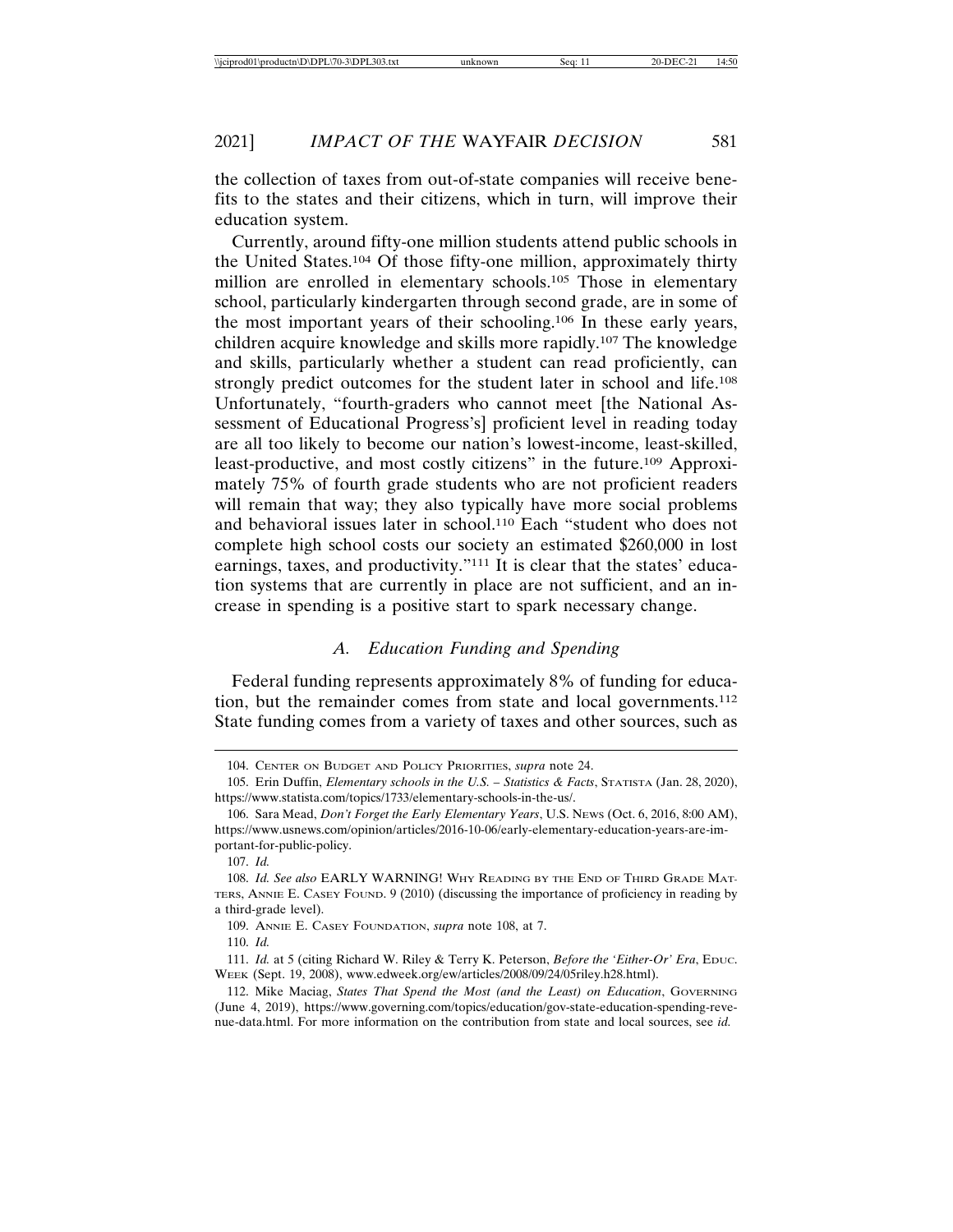the collection of taxes from out-of-state companies will receive benefits to the states and their citizens, which in turn, will improve their education system.

Currently, around fifty-one million students attend public schools in the United States.[104] Of those fifty-one million, approximately thirty million are enrolled in elementary schools.[105] Those in elementary school, particularly kindergarten through second grade, are in some of the most important years of their schooling.[106] In these early years, children acquire knowledge and skills more rapidly.[107] The knowledge and skills, particularly whether a student can read proficiently, can strongly predict outcomes for the student later in school and life.[108] Unfortunately, "fourth-graders who cannot meet [the National Assessment of Educational Progress's] proficient level in reading today are all too likely to become our nation's lowest-income, least-skilled, least-productive, and most costly citizens" in the future.[109] Approximately 75% of fourth grade students who are not proficient readers will remain that way; they also typically have more social problems and behavioral issues later in school.[110] Each "student who does not complete high school costs our society an estimated $260,000 in lost earnings, taxes, and productivity."[111] It is clear that the states' education systems that are currently in place are not sufficient, and an increase in spending is a positive start to spark necessary change.

### A. *Education Funding and Spending*

Federal funding represents approximately 8% of funding for education, but the remainder comes from state and local governments.[112] State funding comes from a variety of taxes and other sources, such as

---

104. CENTER ON BUDGET AND POLICY PRIORITIES, *supra* note 24.

105. Erin Duffin, *Elementary schools in the U.S. – Statistics & Facts*, STATISTA (Jan. 28, 2020), https://www.statista.com/topics/1733/elementary-schools-in-the-us/.

106. Sara Mead, *Don't Forget the Early Elementary Years*, U.S. NEWS (Oct. 6, 2016, 8:00 AM), https://www.usnews.com/opinion/articles/2016-10-06/early-elementary-education-years-are-important-for-public-policy.

107. *Id.*

108. *Id. See also* EARLY WARNING! WHY READING BY THE END OF THIRD GRADE MATTERS, ANNIE E. CASEY FOUND. 9 (2010) (discussing the importance of proficiency in reading by a third-grade level).

109. ANNIE E. CASEY FOUNDATION, *supra* note 108, at 7.

110. *Id.*

111. *Id.* at 5 (citing Richard W. Riley & Terry K. Peterson, *Before the 'Either-Or' Era*, EDUC. WEEK (Sept. 19, 2008), www.edweek.org/ew/articles/2008/09/24/05riley.h28.html).

112. Mike Maciag, *States That Spend the Most (and the Least) on Education*, GOVERNING (June 4, 2019), https://www.governing.com/topics/education/gov-state-education-spending-revenue-data.html. For more information on the contribution from state and local sources, see *id.*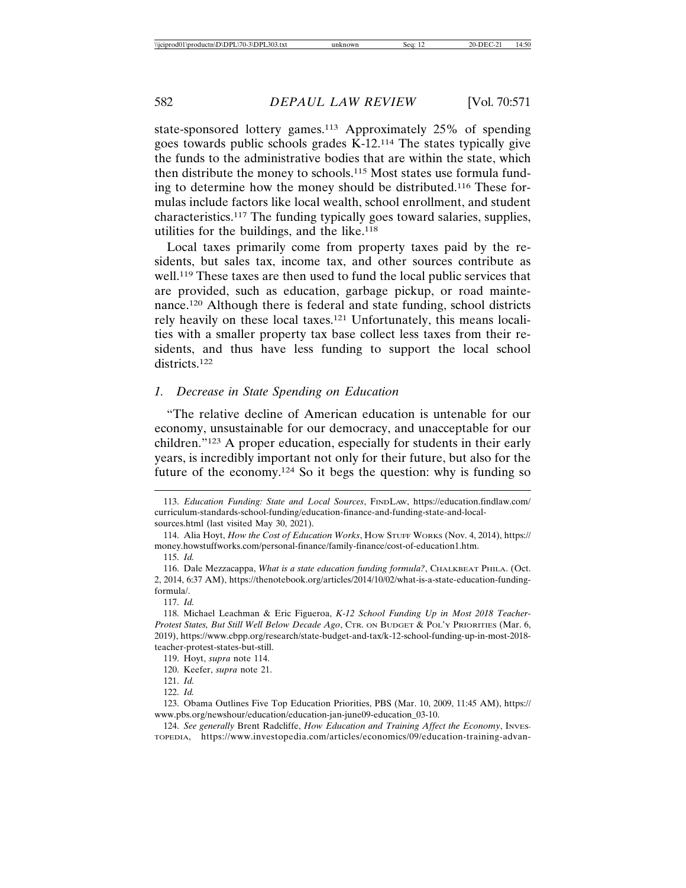state-sponsored lottery games.[113] Approximately 25% of spending goes towards public schools grades K-12.[114] The states typically give the funds to the administrative bodies that are within the state, which then distribute the money to schools.[115] Most states use formula funding to determine how the money should be distributed.[116] These formulas include factors like local wealth, school enrollment, and student characteristics.[117] The funding typically goes toward salaries, supplies, utilities for the buildings, and the like.[118]

Local taxes primarily come from property taxes paid by the residents, but sales tax, income tax, and other sources contribute as well.[119] These taxes are then used to fund the local public services that are provided, such as education, garbage pickup, or road maintenance.[120] Although there is federal and state funding, school districts rely heavily on these local taxes.[121] Unfortunately, this means localities with a smaller property tax base collect less taxes from their residents, and thus have less funding to support the local school districts.[122]

### *1. Decrease in State Spending on Education*

"The relative decline of American education is untenable for our economy, unsustainable for our democracy, and unacceptable for our children."[123] A proper education, especially for students in their early years, is incredibly important not only for their future, but also for the future of the economy.[124] So it begs the question: why is funding so

---

113. *Education Funding: State and Local Sources*, FindLaw, https://education.findlaw.com/curriculum-standards-school-funding/education-finance-and-funding-state-and-local-sources.html (last visited May 30, 2021).

114. Alia Hoyt, *How the Cost of Education Works*, How Stuff Works (Nov. 4, 2014), https://money.howstuffworks.com/personal-finance/family-finance/cost-of-education1.htm.

115. *Id.*

116. Dale Mezzacappa, *What is a state education funding formula?*, Chalkbeat Phila. (Oct. 2, 2014, 6:37 AM), https://thenotebook.org/articles/2014/10/02/what-is-a-state-education-funding-formula/.

117. *Id.*

118. Michael Leachman & Eric Figueroa, *K-12 School Funding Up in Most 2018 Teacher-Protest States, But Still Well Below Decade Ago*, Ctr. on Budget & Pol'y Priorities (Mar. 6, 2019), https://www.cbpp.org/research/state-budget-and-tax/k-12-school-funding-up-in-most-2018-teacher-protest-states-but-still.

119. Hoyt, *supra* note 114.

120. Keefer, *supra* note 21.

121. *Id.*

122. *Id.*

123. Obama Outlines Five Top Education Priorities, PBS (Mar. 10, 2009, 11:45 AM), https://www.pbs.org/newshour/education/education-jan-june09-education_03-10.

124. *See generally* Brent Radcliffe, *How Education and Training Affect the Economy*, Investopedia, https://www.investopedia.com/articles/economics/09/education-training-advan-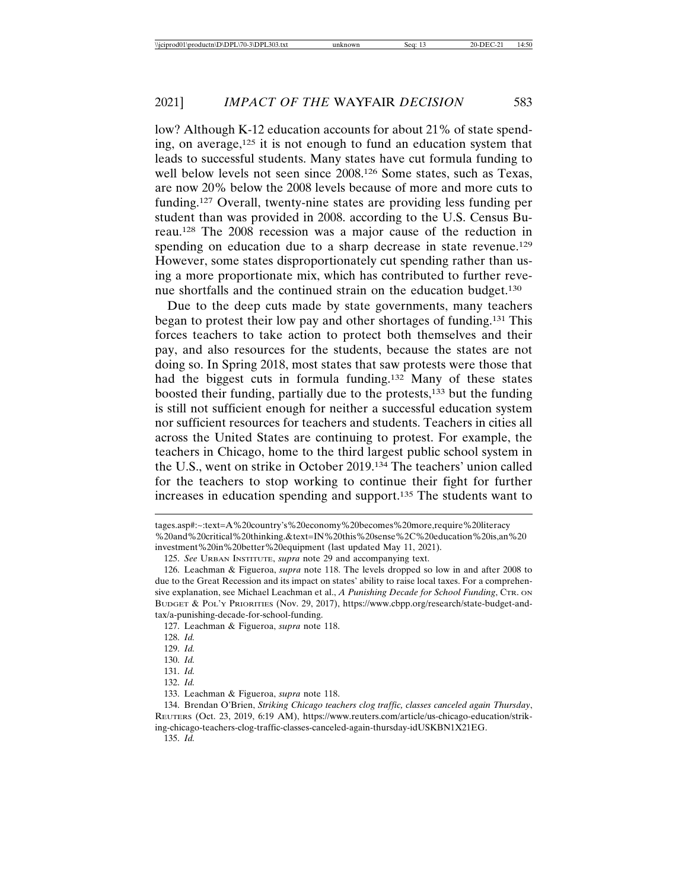low? Although K-12 education accounts for about 21% of state spending, on average,[125] it is not enough to fund an education system that leads to successful students. Many states have cut formula funding to well below levels not seen since 2008.[126] Some states, such as Texas, are now 20% below the 2008 levels because of more and more cuts to funding.[127] Overall, twenty-nine states are providing less funding per student than was provided in 2008. according to the U.S. Census Bureau.[128] The 2008 recession was a major cause of the reduction in spending on education due to a sharp decrease in state revenue.[129] However, some states disproportionately cut spending rather than using a more proportionate mix, which has contributed to further revenue shortfalls and the continued strain on the education budget.[130]

Due to the deep cuts made by state governments, many teachers began to protest their low pay and other shortages of funding.[131] This forces teachers to take action to protect both themselves and their pay, and also resources for the students, because the states are not doing so. In Spring 2018, most states that saw protests were those that had the biggest cuts in formula funding.[132] Many of these states boosted their funding, partially due to the protests,[133] but the funding is still not sufficient enough for neither a successful education system nor sufficient resources for teachers and students. Teachers in cities all across the United States are continuing to protest. For example, the teachers in Chicago, home to the third largest public school system in the U.S., went on strike in October 2019.[134] The teachers' union called for the teachers to stop working to continue their fight for further increases in education spending and support.[135] The students want to

---

tages.asp#:~:text=A%20country's%20economy%20becomes%20more,require%20literacy%20and%20critical%20thinking.&text=IN%20this%20sense%2C%20education%20is,an%20investment%20in%20better%20equipment (last updated May 11, 2021).

125. *See* Urban Institute, *supra* note 29 and accompanying text.

126. Leachman & Figueroa, *supra* note 118. The levels dropped so low in and after 2008 to due to the Great Recession and its impact on states' ability to raise local taxes. For a comprehensive explanation, see Michael Leachman et al., *A Punishing Decade for School Funding*, Ctr. on Budget & Pol'y Priorities (Nov. 29, 2017), https://www.cbpp.org/research/state-budget-and-tax/a-punishing-decade-for-school-funding.

127. Leachman & Figueroa, *supra* note 118.

128. *Id.*

129. *Id.*

130. *Id.*

131. *Id.*

132. *Id.*

133. Leachman & Figueroa, *supra* note 118.

134. Brendan O'Brien, *Striking Chicago teachers clog traffic, classes canceled again Thursday*, Reuters (Oct. 23, 2019, 6:19 AM), https://www.reuters.com/article/us-chicago-education/striking-chicago-teachers-clog-traffic-classes-canceled-again-thursday-idUSKBN1X21EG.

135. *Id.*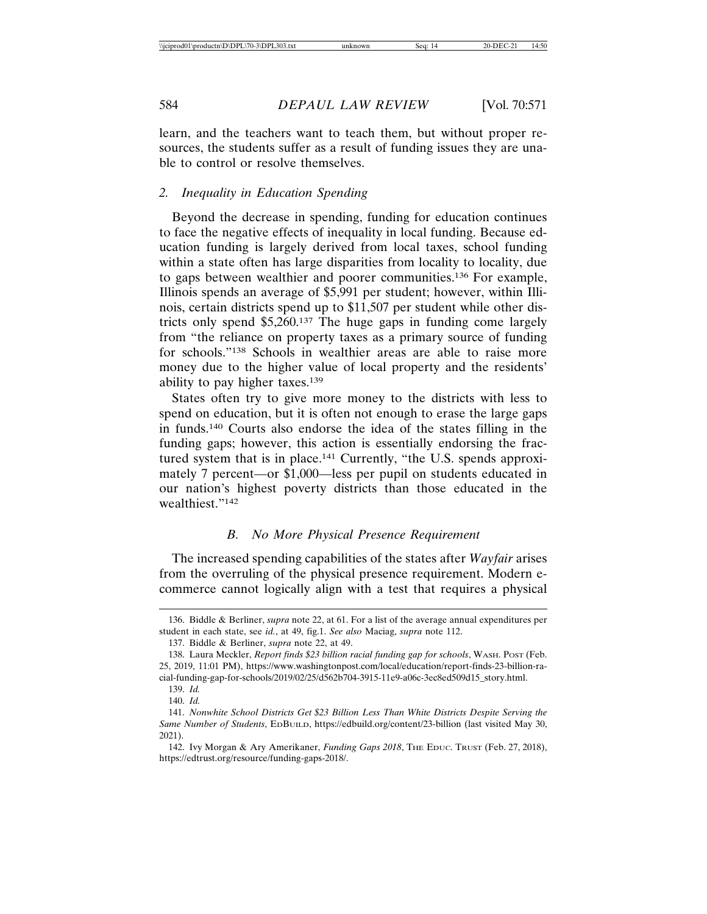learn, and the teachers want to teach them, but without proper resources, the students suffer as a result of funding issues they are unable to control or resolve themselves.

### 2. *Inequality in Education Spending*

Beyond the decrease in spending, funding for education continues to face the negative effects of inequality in local funding. Because education funding is largely derived from local taxes, school funding within a state often has large disparities from locality to locality, due to gaps between wealthier and poorer communities.[136] For example, Illinois spends an average of $5,991 per student; however, within Illinois, certain districts spend up to $11,507 per student while other districts only spend $5,260.[137] The huge gaps in funding come largely from "the reliance on property taxes as a primary source of funding for schools."[138] Schools in wealthier areas are able to raise more money due to the higher value of local property and the residents' ability to pay higher taxes.[139]

States often try to give more money to the districts with less to spend on education, but it is often not enough to erase the large gaps in funds.[140] Courts also endorse the idea of the states filling in the funding gaps; however, this action is essentially endorsing the fractured system that is in place.[141] Currently, "the U.S. spends approximately 7 percent—or $1,000—less per pupil on students educated in our nation's highest poverty districts than those educated in the wealthiest."[142]

## B. *No More Physical Presence Requirement*

The increased spending capabilities of the states after *Wayfair* arises from the overruling of the physical presence requirement. Modern e-commerce cannot logically align with a test that requires a physical

---

136. Biddle & Berliner, *supra* note 22, at 61. For a list of the average annual expenditures per student in each state, see *id.*, at 49, fig.1. *See also* Maciag, *supra* note 112.

137. Biddle & Berliner, *supra* note 22, at 49.

138. Laura Meckler, *Report finds $23 billion racial funding gap for schools*, WASH. POST (Feb. 25, 2019, 11:01 PM), https://www.washingtonpost.com/local/education/report-finds-23-billion-racial-funding-gap-for-schools/2019/02/25/d562b704-3915-11e9-a06c-3ec8ed509d15_story.html.

139. *Id.*

140. *Id.*

141. *Nonwhite School Districts Get $23 Billion Less Than White Districts Despite Serving the Same Number of Students*, EDBUILD, https://edbuild.org/content/23-billion (last visited May 30, 2021).

142. Ivy Morgan & Ary Amerikaner, *Funding Gaps 2018*, THE EDUC. TRUST (Feb. 27, 2018), https://edtrust.org/resource/funding-gaps-2018/.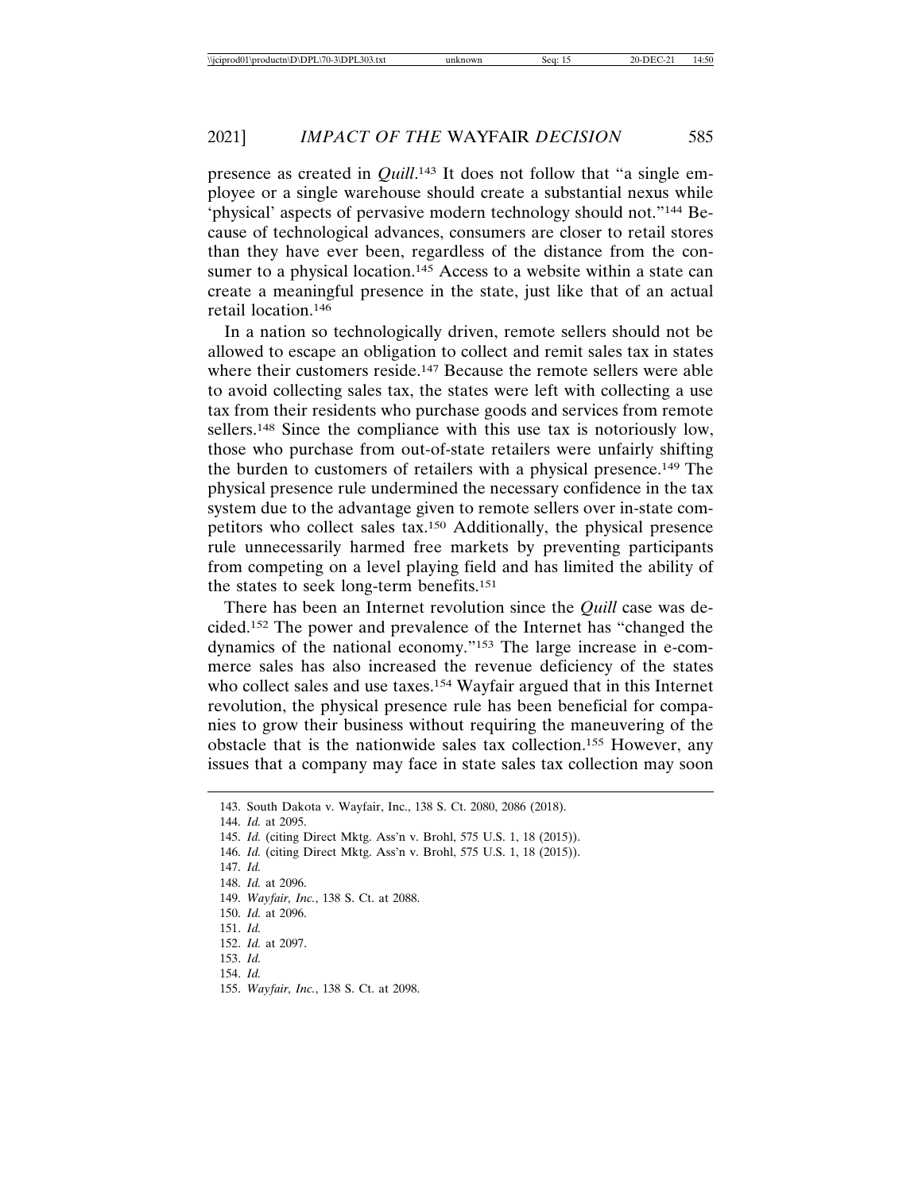presence as created in *Quill*.[143] It does not follow that "a single employee or a single warehouse should create a substantial nexus while 'physical' aspects of pervasive modern technology should not."[144] Because of technological advances, consumers are closer to retail stores than they have ever been, regardless of the distance from the consumer to a physical location.[145] Access to a website within a state can create a meaningful presence in the state, just like that of an actual retail location.[146]

In a nation so technologically driven, remote sellers should not be allowed to escape an obligation to collect and remit sales tax in states where their customers reside.[147] Because the remote sellers were able to avoid collecting sales tax, the states were left with collecting a use tax from their residents who purchase goods and services from remote sellers.[148] Since the compliance with this use tax is notoriously low, those who purchase from out-of-state retailers were unfairly shifting the burden to customers of retailers with a physical presence.[149] The physical presence rule undermined the necessary confidence in the tax system due to the advantage given to remote sellers over in-state competitors who collect sales tax.[150] Additionally, the physical presence rule unnecessarily harmed free markets by preventing participants from competing on a level playing field and has limited the ability of the states to seek long-term benefits.[151]

There has been an Internet revolution since the *Quill* case was decided.[152] The power and prevalence of the Internet has "changed the dynamics of the national economy."[153] The large increase in e-commerce sales has also increased the revenue deficiency of the states who collect sales and use taxes.[154] Wayfair argued that in this Internet revolution, the physical presence rule has been beneficial for companies to grow their business without requiring the maneuvering of the obstacle that is the nationwide sales tax collection.[155] However, any issues that a company may face in state sales tax collection may soon

143. South Dakota v. Wayfair, Inc., 138 S. Ct. 2080, 2086 (2018).
144. *Id.* at 2095.
145. *Id.* (citing Direct Mktg. Ass'n v. Brohl, 575 U.S. 1, 18 (2015)).
146. *Id.* (citing Direct Mktg. Ass'n v. Brohl, 575 U.S. 1, 18 (2015)).
147. *Id.*
148. *Id.* at 2096.
149. *Wayfair, Inc.*, 138 S. Ct. at 2088.
150. *Id.* at 2096.
151. *Id.*
152. *Id.* at 2097.
153. *Id.*
154. *Id.*
155. *Wayfair, Inc.*, 138 S. Ct. at 2098.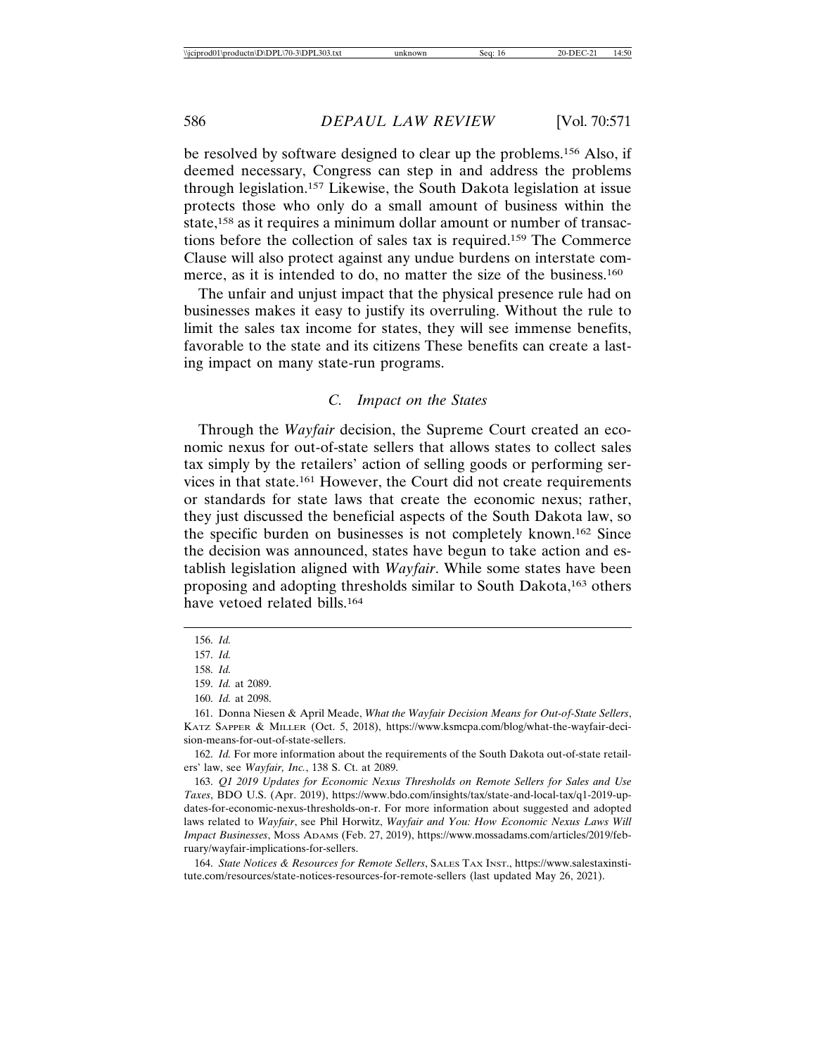be resolved by software designed to clear up the problems.[156] Also, if deemed necessary, Congress can step in and address the problems through legislation.[157] Likewise, the South Dakota legislation at issue protects those who only do a small amount of business within the state,[158] as it requires a minimum dollar amount or number of transactions before the collection of sales tax is required.[159] The Commerce Clause will also protect against any undue burdens on interstate commerce, as it is intended to do, no matter the size of the business.[160]

The unfair and unjust impact that the physical presence rule had on businesses makes it easy to justify its overruling. Without the rule to limit the sales tax income for states, they will see immense benefits, favorable to the state and its citizens These benefits can create a lasting impact on many state-run programs.

### C. *Impact on the States*

Through the *Wayfair* decision, the Supreme Court created an economic nexus for out-of-state sellers that allows states to collect sales tax simply by the retailers' action of selling goods or performing services in that state.[161] However, the Court did not create requirements or standards for state laws that create the economic nexus; rather, they just discussed the beneficial aspects of the South Dakota law, so the specific burden on businesses is not completely known.[162] Since the decision was announced, states have begun to take action and establish legislation aligned with *Wayfair*. While some states have been proposing and adopting thresholds similar to South Dakota,[163] others have vetoed related bills.[164]

---

156. *Id.*

157. *Id.*

158. *Id.*

159. *Id.* at 2089.

160. *Id.* at 2098.

161. Donna Niesen & April Meade, *What the Wayfair Decision Means for Out-of-State Sellers*, KATZ SAPPER & MILLER (Oct. 5, 2018), https://www.ksmcpa.com/blog/what-the-wayfair-decision-means-for-out-of-state-sellers.

162. *Id.* For more information about the requirements of the South Dakota out-of-state retailers' law, see *Wayfair, Inc.*, 138 S. Ct. at 2089.

163. *Q1 2019 Updates for Economic Nexus Thresholds on Remote Sellers for Sales and Use Taxes*, BDO U.S. (Apr. 2019), https://www.bdo.com/insights/tax/state-and-local-tax/q1-2019-updates-for-economic-nexus-thresholds-on-r. For more information about suggested and adopted laws related to *Wayfair*, see Phil Horwitz, *Wayfair and You: How Economic Nexus Laws Will Impact Businesses*, MOSS ADAMS (Feb. 27, 2019), https://www.mossadams.com/articles/2019/february/wayfair-implications-for-sellers.

164. *State Notices & Resources for Remote Sellers*, SALES TAX INST., https://www.salestaxinstitute.com/resources/state-notices-resources-for-remote-sellers (last updated May 26, 2021).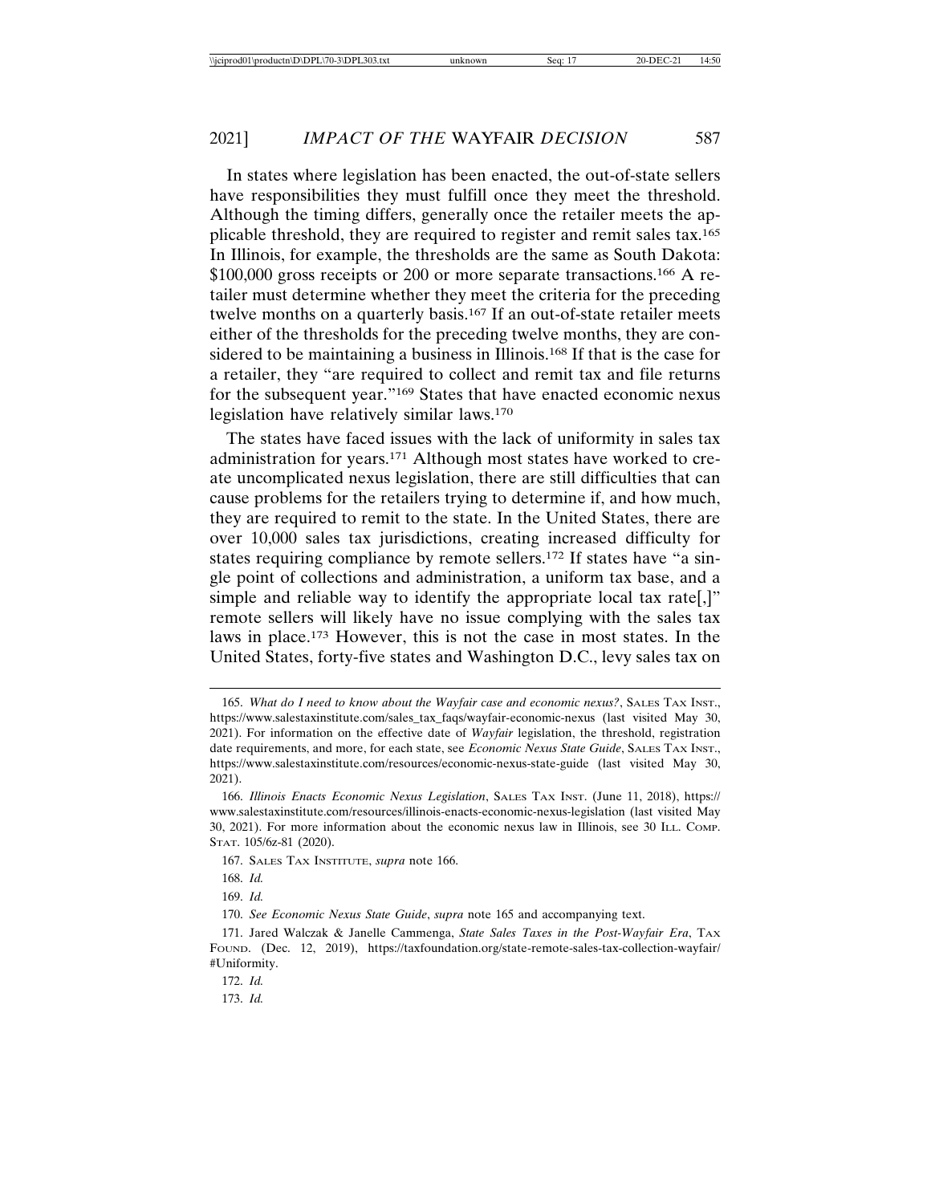In states where legislation has been enacted, the out-of-state sellers have responsibilities they must fulfill once they meet the threshold. Although the timing differs, generally once the retailer meets the applicable threshold, they are required to register and remit sales tax.[165] In Illinois, for example, the thresholds are the same as South Dakota: $100,000 gross receipts or 200 or more separate transactions.[166] A retailer must determine whether they meet the criteria for the preceding twelve months on a quarterly basis.[167] If an out-of-state retailer meets either of the thresholds for the preceding twelve months, they are considered to be maintaining a business in Illinois.[168] If that is the case for a retailer, they "are required to collect and remit tax and file returns for the subsequent year."[169] States that have enacted economic nexus legislation have relatively similar laws.[170]

The states have faced issues with the lack of uniformity in sales tax administration for years.[171] Although most states have worked to create uncomplicated nexus legislation, there are still difficulties that can cause problems for the retailers trying to determine if, and how much, they are required to remit to the state. In the United States, there are over 10,000 sales tax jurisdictions, creating increased difficulty for states requiring compliance by remote sellers.[172] If states have "a single point of collections and administration, a uniform tax base, and a simple and reliable way to identify the appropriate local tax rate[,]" remote sellers will likely have no issue complying with the sales tax laws in place.[173] However, this is not the case in most states. In the United States, forty-five states and Washington D.C., levy sales tax on

---

165. *What do I need to know about the Wayfair case and economic nexus?*, SALES TAX INST., https://www.salestaxinstitute.com/sales_tax_faqs/wayfair-economic-nexus (last visited May 30, 2021). For information on the effective date of *Wayfair* legislation, the threshold, registration date requirements, and more, for each state, see *Economic Nexus State Guide*, SALES TAX INST., https://www.salestaxinstitute.com/resources/economic-nexus-state-guide (last visited May 30, 2021).

166. *Illinois Enacts Economic Nexus Legislation*, SALES TAX INST. (June 11, 2018), https://www.salestaxinstitute.com/resources/illinois-enacts-economic-nexus-legislation (last visited May 30, 2021). For more information about the economic nexus law in Illinois, see 30 ILL. COMP. STAT. 105/6z-81 (2020).

167. SALES TAX INSTITUTE, *supra* note 166.

168. *Id.*

169. *Id.*

170. *See Economic Nexus State Guide*, *supra* note 165 and accompanying text.

171. Jared Walczak & Janelle Cammenga, *State Sales Taxes in the Post-Wayfair Era*, TAX FOUND. (Dec. 12, 2019), https://taxfoundation.org/state-remote-sales-tax-collection-wayfair/#Uniformity.

172. *Id.*

173. *Id.*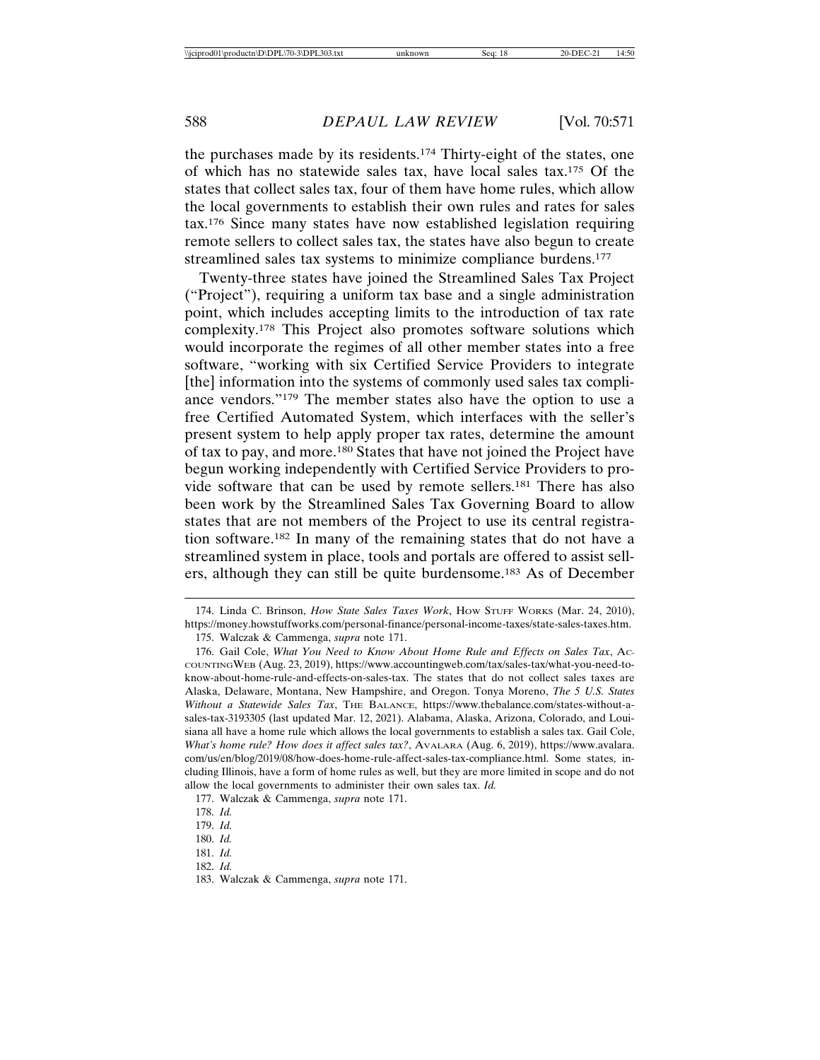the purchases made by its residents.[174] Thirty-eight of the states, one of which has no statewide sales tax, have local sales tax.[175] Of the states that collect sales tax, four of them have home rules, which allow the local governments to establish their own rules and rates for sales tax.[176] Since many states have now established legislation requiring remote sellers to collect sales tax, the states have also begun to create streamlined sales tax systems to minimize compliance burdens.[177]

Twenty-three states have joined the Streamlined Sales Tax Project ("Project"), requiring a uniform tax base and a single administration point, which includes accepting limits to the introduction of tax rate complexity.[178] This Project also promotes software solutions which would incorporate the regimes of all other member states into a free software, "working with six Certified Service Providers to integrate [the] information into the systems of commonly used sales tax compliance vendors."[179] The member states also have the option to use a free Certified Automated System, which interfaces with the seller's present system to help apply proper tax rates, determine the amount of tax to pay, and more.[180] States that have not joined the Project have begun working independently with Certified Service Providers to provide software that can be used by remote sellers.[181] There has also been work by the Streamlined Sales Tax Governing Board to allow states that are not members of the Project to use its central registration software.[182] In many of the remaining states that do not have a streamlined system in place, tools and portals are offered to assist sellers, although they can still be quite burdensome.[183] As of December

---

174. Linda C. Brinson, *How State Sales Taxes Work*, HOW STUFF WORKS (Mar. 24, 2010), https://money.howstuffworks.com/personal-finance/personal-income-taxes/state-sales-taxes.htm.

175. Walczak & Cammenga, *supra* note 171.

176. Gail Cole, *What You Need to Know About Home Rule and Effects on Sales Tax*, ACCOUNTINGWEB (Aug. 23, 2019), https://www.accountingweb.com/tax/sales-tax/what-you-need-to-know-about-home-rule-and-effects-on-sales-tax. The states that do not collect sales taxes are Alaska, Delaware, Montana, New Hampshire, and Oregon. Tonya Moreno, *The 5 U.S. States Without a Statewide Sales Tax*, THE BALANCE, https://www.thebalance.com/states-without-a-sales-tax-3193305 (last updated Mar. 12, 2021). Alabama, Alaska, Arizona, Colorado, and Louisiana all have a home rule which allows the local governments to establish a sales tax. Gail Cole, *What's home rule? How does it affect sales tax?*, AVALARA (Aug. 6, 2019), https://www.avalara.com/us/en/blog/2019/08/how-does-home-rule-affect-sales-tax-compliance.html. Some states, including Illinois, have a form of home rules as well, but they are more limited in scope and do not allow the local governments to administer their own sales tax. *Id.*

177. Walczak & Cammenga, *supra* note 171.

178. *Id.*

179. *Id.*

180. *Id.*

181. *Id.*

182. *Id.*

183. Walczak & Cammenga, *supra* note 171.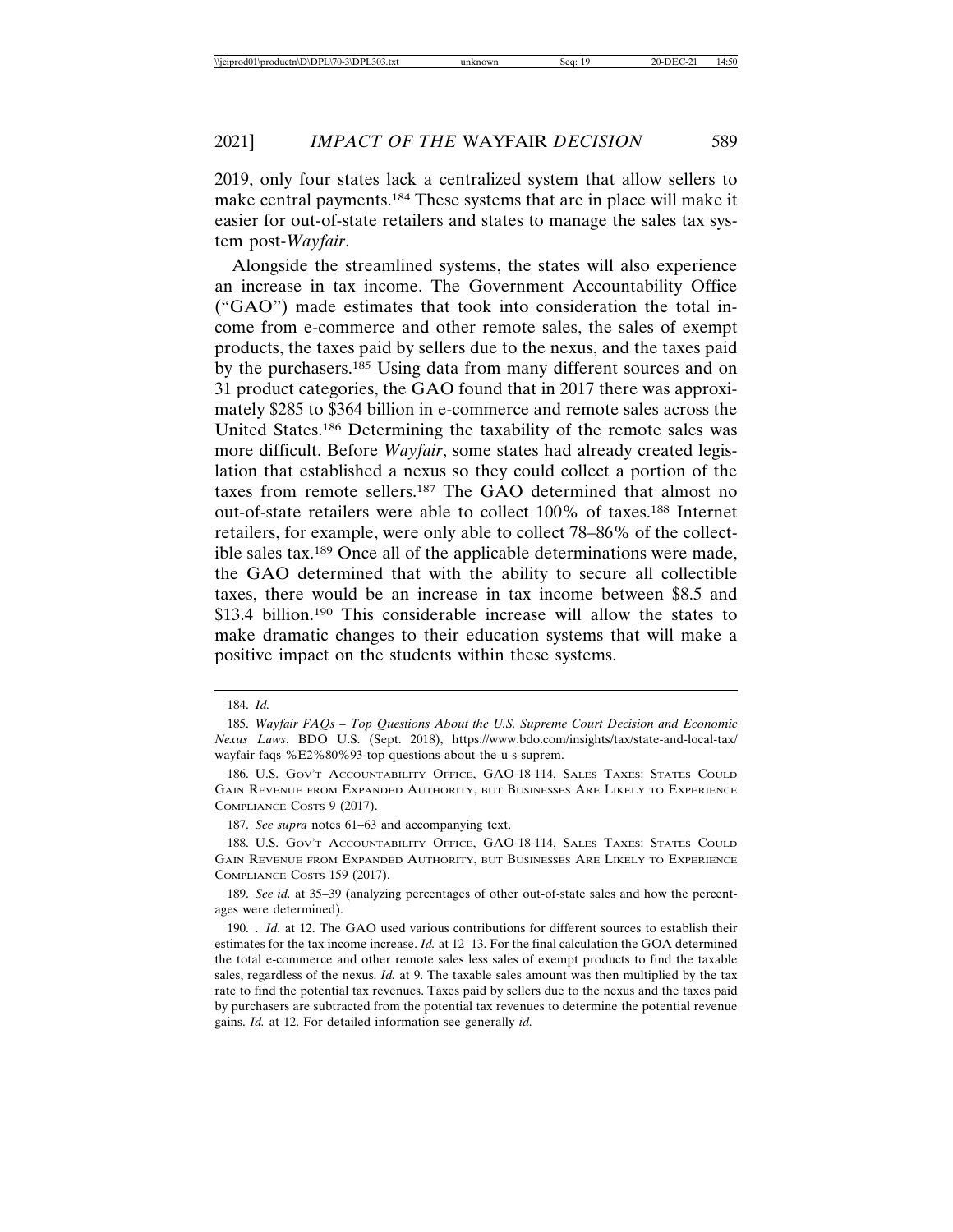2019, only four states lack a centralized system that allow sellers to make central payments.[184] These systems that are in place will make it easier for out-of-state retailers and states to manage the sales tax system post-*Wayfair*.

Alongside the streamlined systems, the states will also experience an increase in tax income. The Government Accountability Office ("GAO") made estimates that took into consideration the total income from e-commerce and other remote sales, the sales of exempt products, the taxes paid by sellers due to the nexus, and the taxes paid by the purchasers.[185] Using data from many different sources and on 31 product categories, the GAO found that in 2017 there was approximately $285 to $364 billion in e-commerce and remote sales across the United States.[186] Determining the taxability of the remote sales was more difficult. Before *Wayfair*, some states had already created legislation that established a nexus so they could collect a portion of the taxes from remote sellers.[187] The GAO determined that almost no out-of-state retailers were able to collect 100% of taxes.[188] Internet retailers, for example, were only able to collect 78–86% of the collectible sales tax.[189] Once all of the applicable determinations were made, the GAO determined that with the ability to secure all collectible taxes, there would be an increase in tax income between $8.5 and $13.4 billion.[190] This considerable increase will allow the states to make dramatic changes to their education systems that will make a positive impact on the students within these systems.

---

184. *Id.*

185. *Wayfair FAQs – Top Questions About the U.S. Supreme Court Decision and Economic Nexus Laws*, BDO U.S. (Sept. 2018), https://www.bdo.com/insights/tax/state-and-local-tax/wayfair-faqs-%E2%80%93-top-questions-about-the-u-s-suprem.

186. U.S. Gov't Accountability Office, GAO-18-114, Sales Taxes: States Could Gain Revenue from Expanded Authority, but Businesses Are Likely to Experience Compliance Costs 9 (2017).

187. *See supra* notes 61–63 and accompanying text.

188. U.S. Gov't Accountability Office, GAO-18-114, Sales Taxes: States Could Gain Revenue from Expanded Authority, but Businesses Are Likely to Experience Compliance Costs 159 (2017).

189. *See id.* at 35–39 (analyzing percentages of other out-of-state sales and how the percentages were determined).

190. . *Id.* at 12. The GAO used various contributions for different sources to establish their estimates for the tax income increase. *Id.* at 12–13. For the final calculation the GOA determined the total e-commerce and other remote sales less sales of exempt products to find the taxable sales, regardless of the nexus. *Id.* at 9. The taxable sales amount was then multiplied by the tax rate to find the potential tax revenues. Taxes paid by sellers due to the nexus and the taxes paid by purchasers are subtracted from the potential tax revenues to determine the potential revenue gains. *Id.* at 12. For detailed information see generally *id.*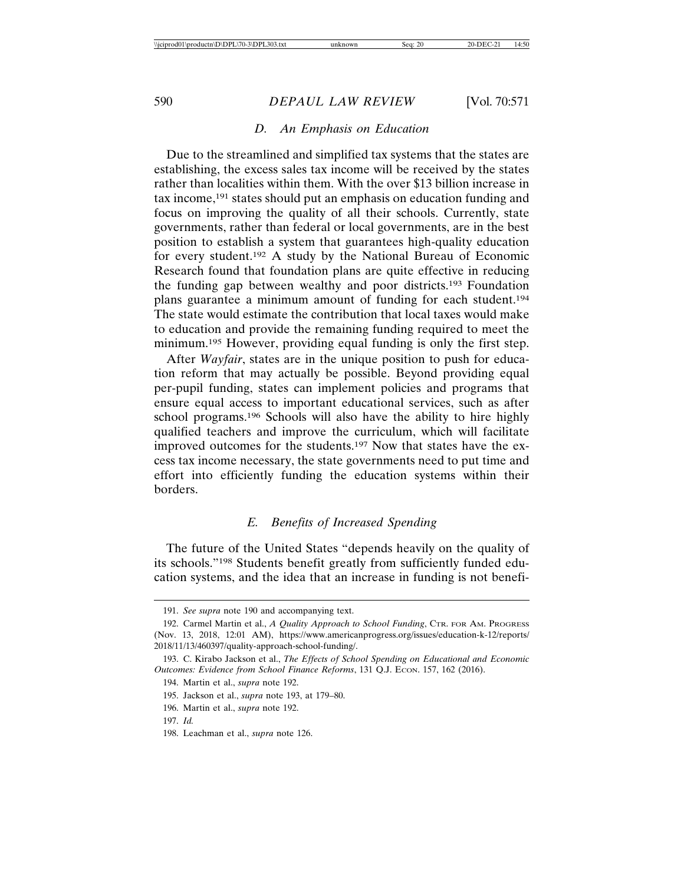### D. An Emphasis on Education

Due to the streamlined and simplified tax systems that the states are establishing, the excess sales tax income will be received by the states rather than localities within them. With the over $13 billion increase in tax income,[191] states should put an emphasis on education funding and focus on improving the quality of all their schools. Currently, state governments, rather than federal or local governments, are in the best position to establish a system that guarantees high-quality education for every student.[192] A study by the National Bureau of Economic Research found that foundation plans are quite effective in reducing the funding gap between wealthy and poor districts.[193] Foundation plans guarantee a minimum amount of funding for each student.[194] The state would estimate the contribution that local taxes would make to education and provide the remaining funding required to meet the minimum.[195] However, providing equal funding is only the first step.

After *Wayfair*, states are in the unique position to push for education reform that may actually be possible. Beyond providing equal per-pupil funding, states can implement policies and programs that ensure equal access to important educational services, such as after school programs.[196] Schools will also have the ability to hire highly qualified teachers and improve the curriculum, which will facilitate improved outcomes for the students.[197] Now that states have the excess tax income necessary, the state governments need to put time and effort into efficiently funding the education systems within their borders.

### E. Benefits of Increased Spending

The future of the United States "depends heavily on the quality of its schools."[198] Students benefit greatly from sufficiently funded education systems, and the idea that an increase in funding is not benefi-

---

191. *See supra* note 190 and accompanying text.

192. Carmel Martin et al., *A Quality Approach to School Funding*, CTR. FOR AM. PROGRESS (Nov. 13, 2018, 12:01 AM), https://www.americanprogress.org/issues/education-k-12/reports/2018/11/13/460397/quality-approach-school-funding/.

193. C. Kirabo Jackson et al., *The Effects of School Spending on Educational and Economic Outcomes: Evidence from School Finance Reforms*, 131 Q.J. ECON. 157, 162 (2016).

194. Martin et al., *supra* note 192.

195. Jackson et al., *supra* note 193, at 179–80.

196. Martin et al., *supra* note 192.

197. *Id.*

198. Leachman et al., *supra* note 126.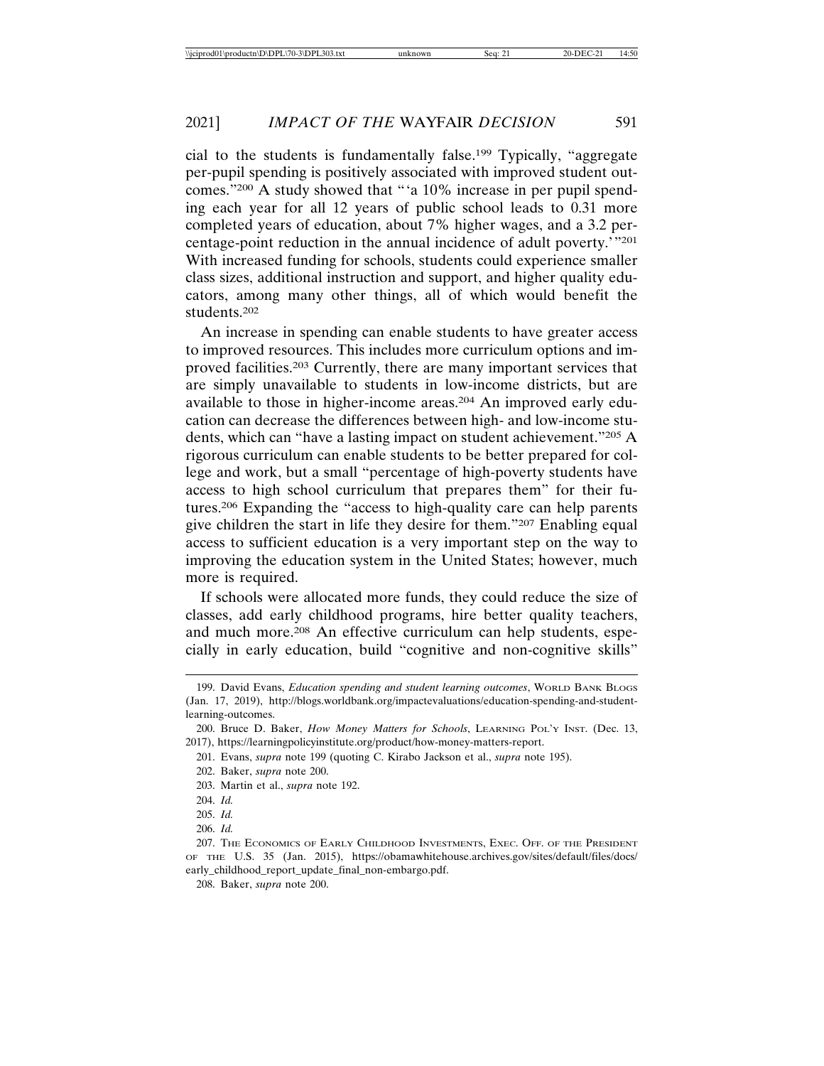cial to the students is fundamentally false.[199] Typically, "aggregate per-pupil spending is positively associated with improved student outcomes."[200] A study showed that "'a 10% increase in per pupil spending each year for all 12 years of public school leads to 0.31 more completed years of education, about 7% higher wages, and a 3.2 percentage-point reduction in the annual incidence of adult poverty.'"[201] With increased funding for schools, students could experience smaller class sizes, additional instruction and support, and higher quality educators, among many other things, all of which would benefit the students.[202]

An increase in spending can enable students to have greater access to improved resources. This includes more curriculum options and improved facilities.[203] Currently, there are many important services that are simply unavailable to students in low-income districts, but are available to those in higher-income areas.[204] An improved early education can decrease the differences between high- and low-income students, which can "have a lasting impact on student achievement."[205] A rigorous curriculum can enable students to be better prepared for college and work, but a small "percentage of high-poverty students have access to high school curriculum that prepares them" for their futures.[206] Expanding the "access to high-quality care can help parents give children the start in life they desire for them."[207] Enabling equal access to sufficient education is a very important step on the way to improving the education system in the United States; however, much more is required.

If schools were allocated more funds, they could reduce the size of classes, add early childhood programs, hire better quality teachers, and much more.[208] An effective curriculum can help students, especially in early education, build "cognitive and non-cognitive skills"

---

199. David Evans, *Education spending and student learning outcomes*, WORLD BANK BLOGS (Jan. 17, 2019), http://blogs.worldbank.org/impactevaluations/education-spending-and-student-learning-outcomes.

200. Bruce D. Baker, *How Money Matters for Schools*, LEARNING POL'Y INST. (Dec. 13, 2017), https://learningpolicyinstitute.org/product/how-money-matters-report.

201. Evans, *supra* note 199 (quoting C. Kirabo Jackson et al., *supra* note 195).

202. Baker, *supra* note 200.

203. Martin et al., *supra* note 192.

204. *Id.*

205. *Id.*

206. *Id.*

207. THE ECONOMICS OF EARLY CHILDHOOD INVESTMENTS, EXEC. OFF. OF THE PRESIDENT OF THE U.S. 35 (Jan. 2015), https://obamawhitehouse.archives.gov/sites/default/files/docs/early_childhood_report_update_final_non-embargo.pdf.

208. Baker, *supra* note 200.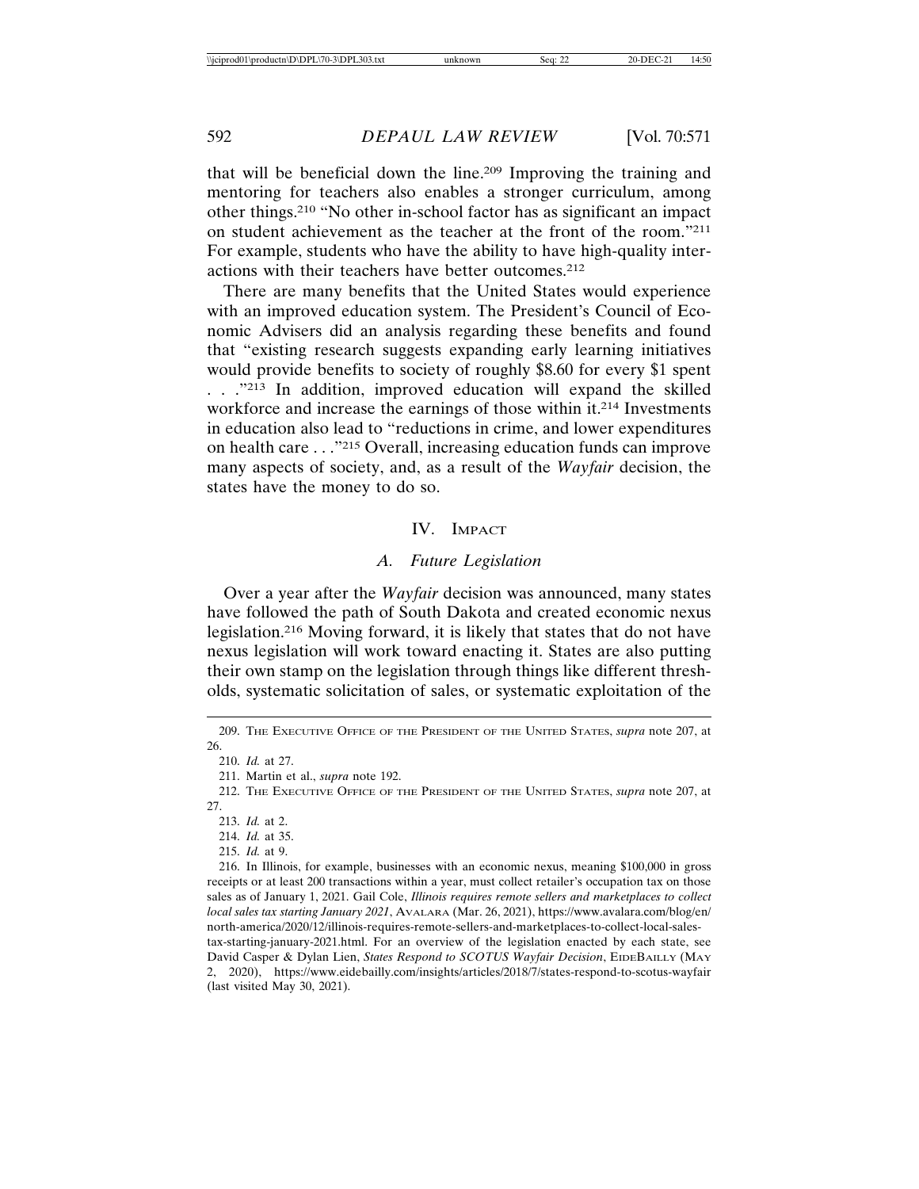that will be beneficial down the line.[209] Improving the training and mentoring for teachers also enables a stronger curriculum, among other things.[210] "No other in-school factor has as significant an impact on student achievement as the teacher at the front of the room."[211] For example, students who have the ability to have high-quality interactions with their teachers have better outcomes.[212]

There are many benefits that the United States would experience with an improved education system. The President's Council of Economic Advisers did an analysis regarding these benefits and found that "existing research suggests expanding early learning initiatives would provide benefits to society of roughly $8.60 for every $1 spent . . . ."[213] In addition, improved education will expand the skilled workforce and increase the earnings of those within it.[214] Investments in education also lead to "reductions in crime, and lower expenditures on health care . . ."[215] Overall, increasing education funds can improve many aspects of society, and, as a result of the *Wayfair* decision, the states have the money to do so.

## IV. Impact

### *A. Future Legislation*

Over a year after the *Wayfair* decision was announced, many states have followed the path of South Dakota and created economic nexus legislation.[216] Moving forward, it is likely that states that do not have nexus legislation will work toward enacting it. States are also putting their own stamp on the legislation through things like different thresholds, systematic solicitation of sales, or systematic exploitation of the

---

209. The Executive Office of the President of the United States, *supra* note 207, at 26.

210. *Id.* at 27.

211. Martin et al., *supra* note 192.

212. The Executive Office of the President of the United States, *supra* note 207, at 27.

213. *Id.* at 2.

214. *Id.* at 35.

215. *Id.* at 9.

216. In Illinois, for example, businesses with an economic nexus, meaning $100,000 in gross receipts or at least 200 transactions within a year, must collect retailer's occupation tax on those sales as of January 1, 2021. Gail Cole, *Illinois requires remote sellers and marketplaces to collect local sales tax starting January 2021*, Avalara (Mar. 26, 2021), https://www.avalara.com/blog/en/north-america/2020/12/illinois-requires-remote-sellers-and-marketplaces-to-collect-local-sales-tax-starting-january-2021.html. For an overview of the legislation enacted by each state, see David Casper & Dylan Lien, *States Respond to SCOTUS Wayfair Decision*, EideBailly (May 2, 2020), https://www.eidebailly.com/insights/articles/2018/7/states-respond-to-scotus-wayfair (last visited May 30, 2021).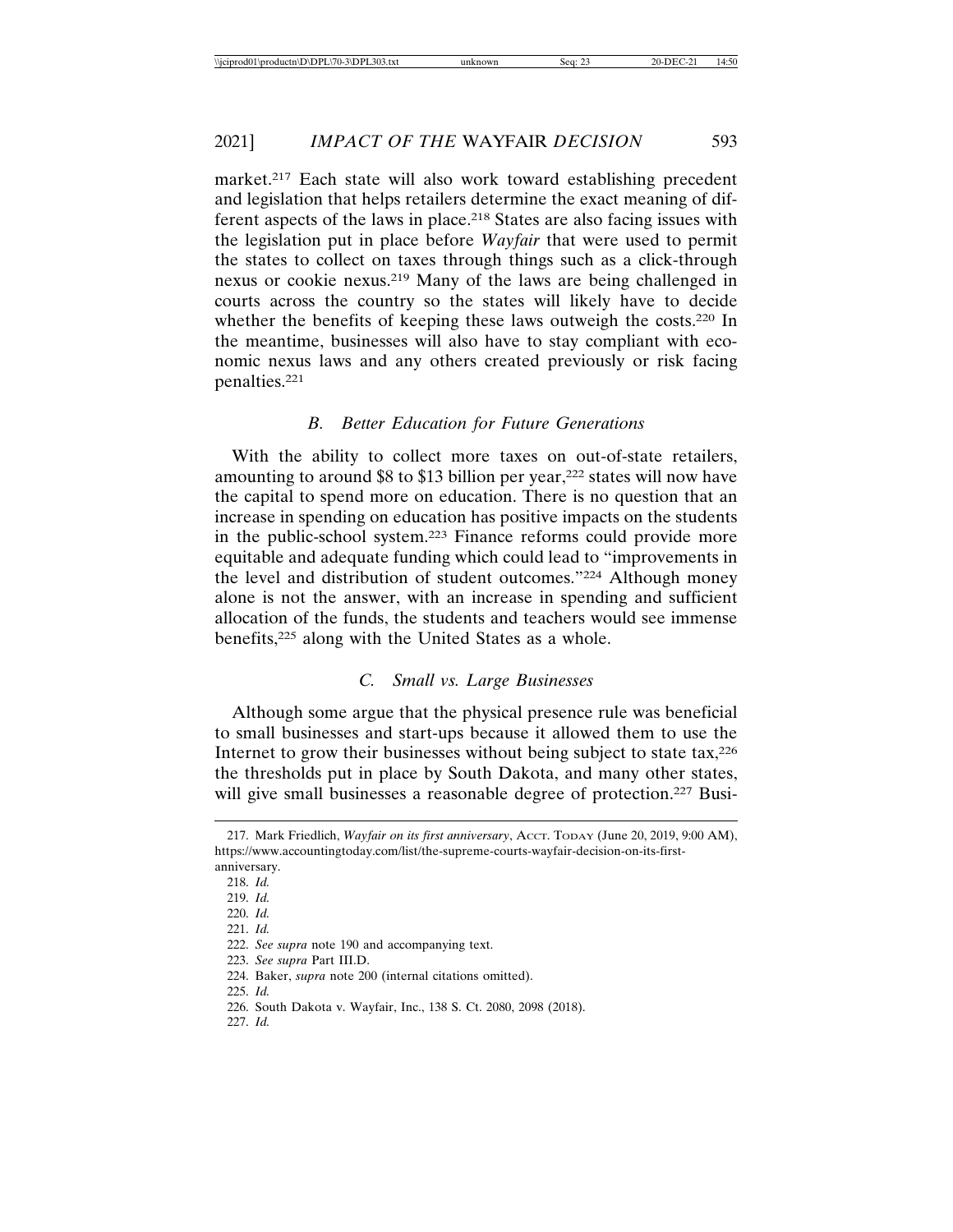market.[217] Each state will also work toward establishing precedent and legislation that helps retailers determine the exact meaning of different aspects of the laws in place.[218] States are also facing issues with the legislation put in place before *Wayfair* that were used to permit the states to collect on taxes through things such as a click-through nexus or cookie nexus.[219] Many of the laws are being challenged in courts across the country so the states will likely have to decide whether the benefits of keeping these laws outweigh the costs.[220] In the meantime, businesses will also have to stay compliant with economic nexus laws and any others created previously or risk facing penalties.[221]

### *B. Better Education for Future Generations*

With the ability to collect more taxes on out-of-state retailers, amounting to around $8 to $13 billion per year,[222] states will now have the capital to spend more on education. There is no question that an increase in spending on education has positive impacts on the students in the public-school system.[223] Finance reforms could provide more equitable and adequate funding which could lead to "improvements in the level and distribution of student outcomes."[224] Although money alone is not the answer, with an increase in spending and sufficient allocation of the funds, the students and teachers would see immense benefits,[225] along with the United States as a whole.

### *C. Small vs. Large Businesses*

Although some argue that the physical presence rule was beneficial to small businesses and start-ups because it allowed them to use the Internet to grow their businesses without being subject to state tax,[226] the thresholds put in place by South Dakota, and many other states, will give small businesses a reasonable degree of protection.[227] Busi-

---

217. Mark Friedlich, *Wayfair on its first anniversary*, ACCT. TODAY (June 20, 2019, 9:00 AM), https://www.accountingtoday.com/list/the-supreme-courts-wayfair-decision-on-its-first-anniversary.

218. *Id.*

219. *Id.*

220. *Id.*

221. *Id.*

222. *See supra* note 190 and accompanying text.

223. *See supra* Part III.D.

224. Baker, *supra* note 200 (internal citations omitted).

225. *Id.*

226. South Dakota v. Wayfair, Inc., 138 S. Ct. 2080, 2098 (2018).

227. *Id.*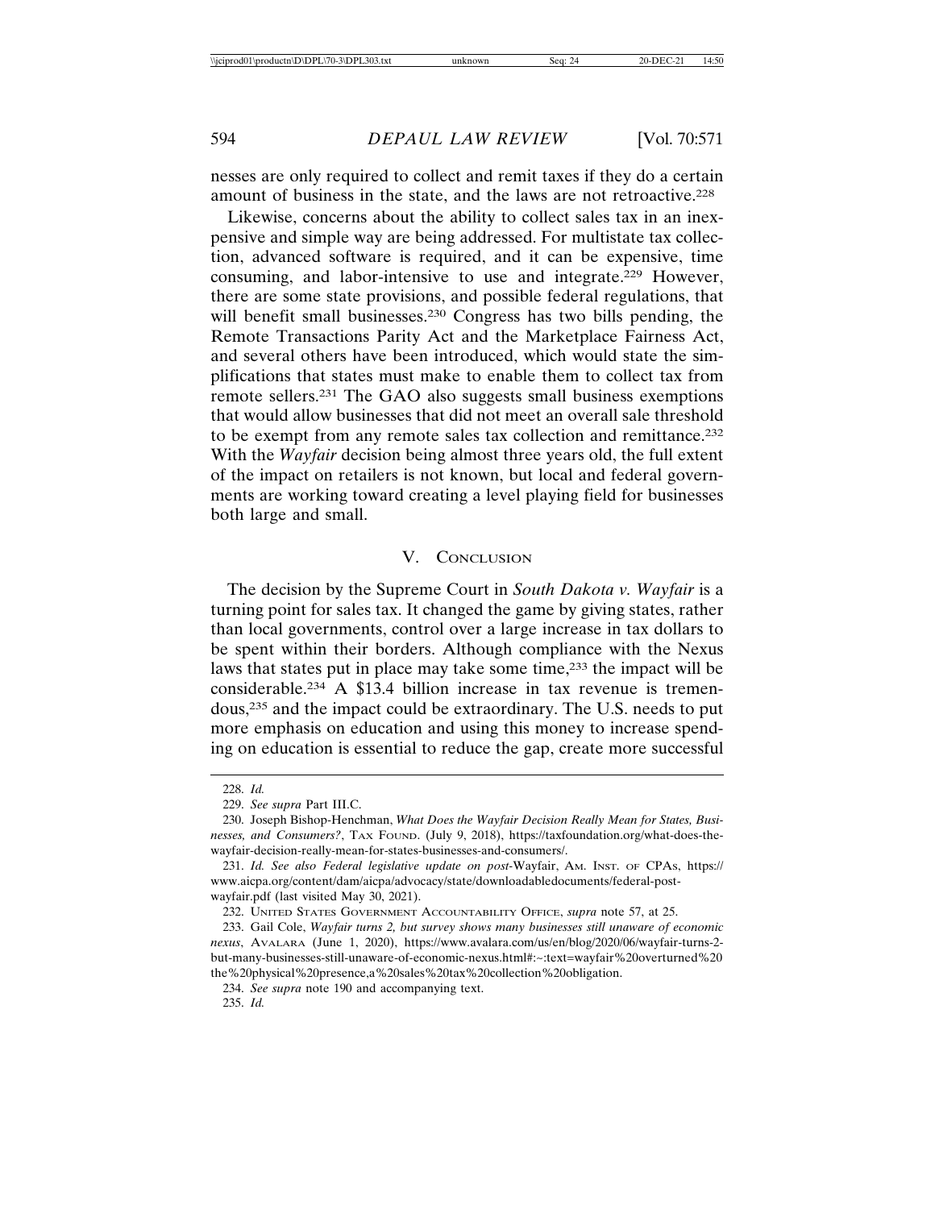nesses are only required to collect and remit taxes if they do a certain amount of business in the state, and the laws are not retroactive.[228]

Likewise, concerns about the ability to collect sales tax in an inexpensive and simple way are being addressed. For multistate tax collection, advanced software is required, and it can be expensive, time consuming, and labor-intensive to use and integrate.[229] However, there are some state provisions, and possible federal regulations, that will benefit small businesses.[230] Congress has two bills pending, the Remote Transactions Parity Act and the Marketplace Fairness Act, and several others have been introduced, which would state the simplifications that states must make to enable them to collect tax from remote sellers.[231] The GAO also suggests small business exemptions that would allow businesses that did not meet an overall sale threshold to be exempt from any remote sales tax collection and remittance.[232] With the *Wayfair* decision being almost three years old, the full extent of the impact on retailers is not known, but local and federal governments are working toward creating a level playing field for businesses both large and small.

## V. Conclusion

The decision by the Supreme Court in *South Dakota v. Wayfair* is a turning point for sales tax. It changed the game by giving states, rather than local governments, control over a large increase in tax dollars to be spent within their borders. Although compliance with the Nexus laws that states put in place may take some time,[233] the impact will be considerable.[234] A $13.4 billion increase in tax revenue is tremendous,[235] and the impact could be extraordinary. The U.S. needs to put more emphasis on education and using this money to increase spending on education is essential to reduce the gap, create more successful

---

228. *Id.*

229. *See supra* Part III.C.

230. Joseph Bishop-Henchman, *What Does the Wayfair Decision Really Mean for States, Businesses, and Consumers?*, Tax Found. (July 9, 2018), https://taxfoundation.org/what-does-the-wayfair-decision-really-mean-for-states-businesses-and-consumers/.

231. *Id. See also Federal legislative update on post-*Wayfair, Am. Inst. of CPAs, https://www.aicpa.org/content/dam/aicpa/advocacy/state/downloadabledocuments/federal-post-wayfair.pdf (last visited May 30, 2021).

232. United States Government Accountability Office, *supra* note 57, at 25.

233. Gail Cole, *Wayfair turns 2, but survey shows many businesses still unaware of economic nexus*, Avalara (June 1, 2020), https://www.avalara.com/us/en/blog/2020/06/wayfair-turns-2-but-many-businesses-still-unaware-of-economic-nexus.html#:~:text=wayfair%20overturned%20the%20physical%20presence,a%20sales%20tax%20collection%20obligation.

234. *See supra* note 190 and accompanying text.

235. *Id.*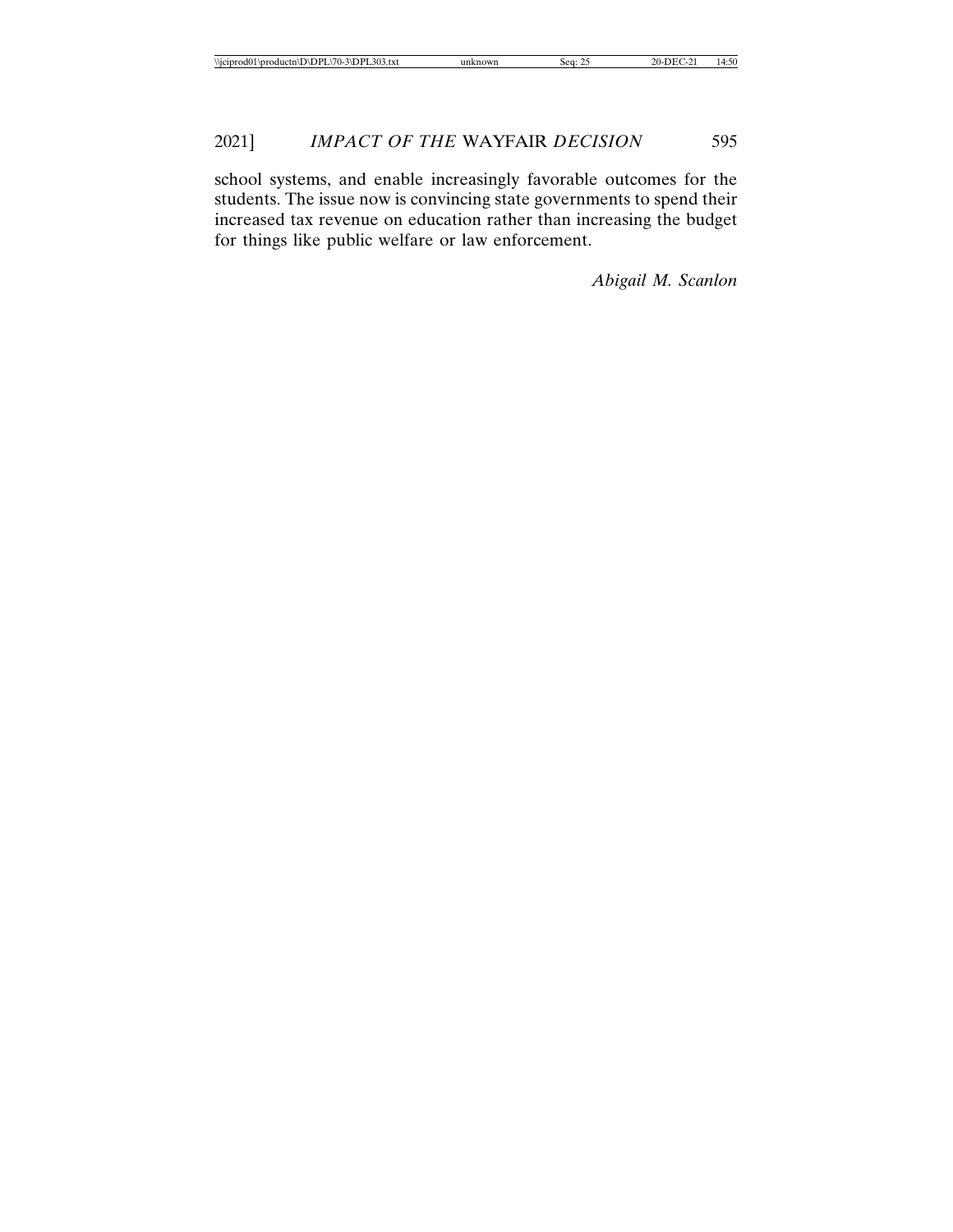school systems, and enable increasingly favorable outcomes for the students. The issue now is convincing state governments to spend their increased tax revenue on education rather than increasing the budget for things like public welfare or law enforcement.

*Abigail M. Scanlon*